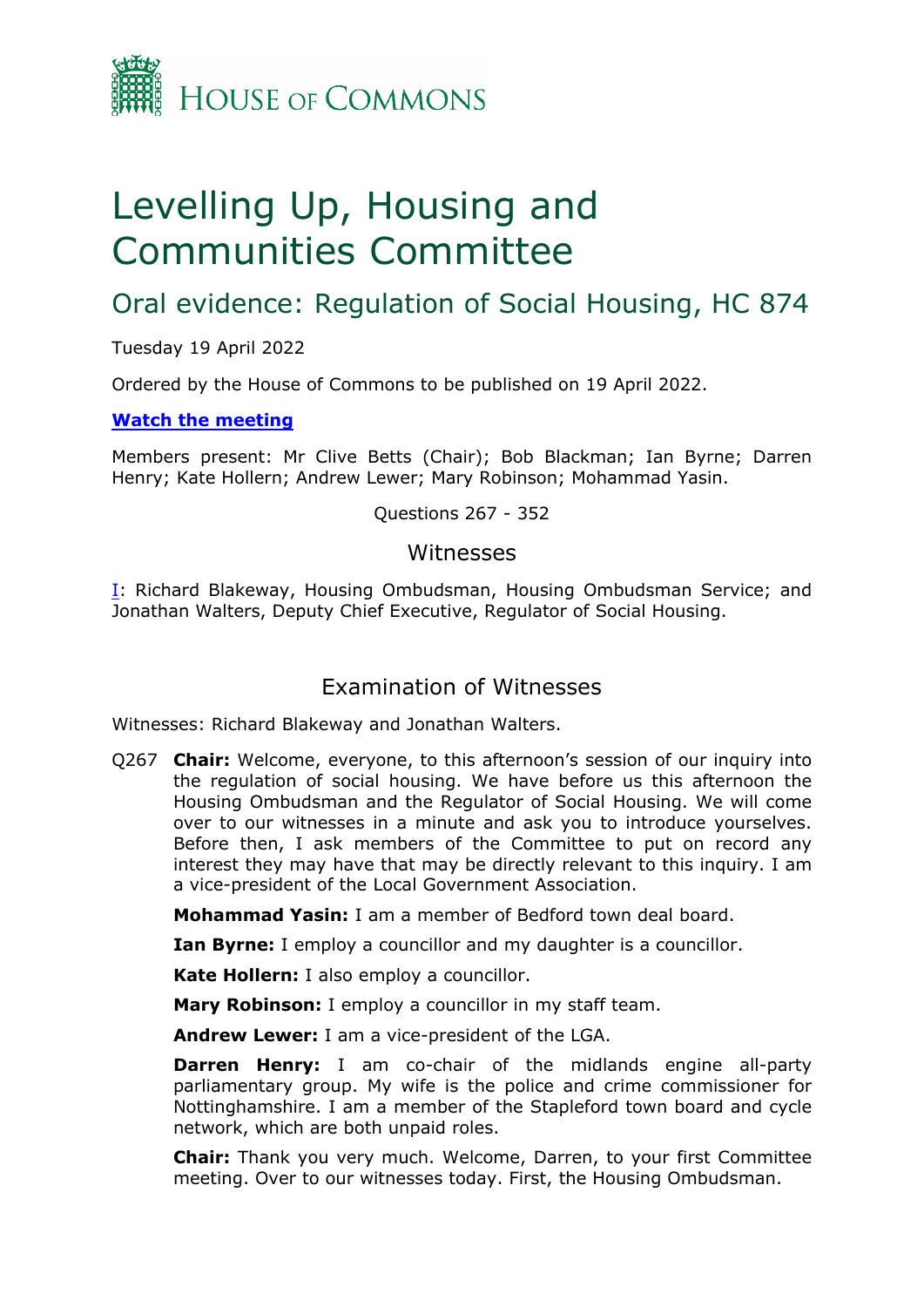HOUSE OF COMMONS

# Levelling Up, Housing and Communities Committee

## Oral evidence: Regulation of Social Housing, HC 874

Tuesday 19 April 2022

Ordered by the House of Commons to be published on 19 April 2022.

**Watch the meeting**

Members present: Mr Clive Betts (Chair); Bob Blackman; Ian Byrne; Darren Henry; Kate Hollern; Andrew Lewer; Mary Robinson; Mohammad Yasin.

Questions 267 - 352

### Witnesses

I: Richard Blakeway, Housing Ombudsman, Housing Ombudsman Service; and Jonathan Walters, Deputy Chief Executive, Regulator of Social Housing.

### Examination of Witnesses

Witnesses: Richard Blakeway and Jonathan Walters.

Q267 **Chair:** Welcome, everyone, to this afternoon's session of our inquiry into the regulation of social housing. We have before us this afternoon the Housing Ombudsman and the Regulator of Social Housing. We will come over to our witnesses in a minute and ask you to introduce yourselves. Before then, I ask members of the Committee to put on record any interest they may have that may be directly relevant to this inquiry. I am a vice-president of the Local Government Association.

**Mohammad Yasin:** I am a member of Bedford town deal board.

**Ian Byrne:** I employ a councillor and my daughter is a councillor.

**Kate Hollern:** I also employ a councillor.

**Mary Robinson:** I employ a councillor in my staff team.

**Andrew Lewer:** I am a vice-president of the LGA.

**Darren Henry:** I am co-chair of the midlands engine all-party parliamentary group. My wife is the police and crime commissioner for Nottinghamshire. I am a member of the Stapleford town board and cycle network, which are both unpaid roles.

**Chair:** Thank you very much. Welcome, Darren, to your first Committee meeting. Over to our witnesses today. First, the Housing Ombudsman.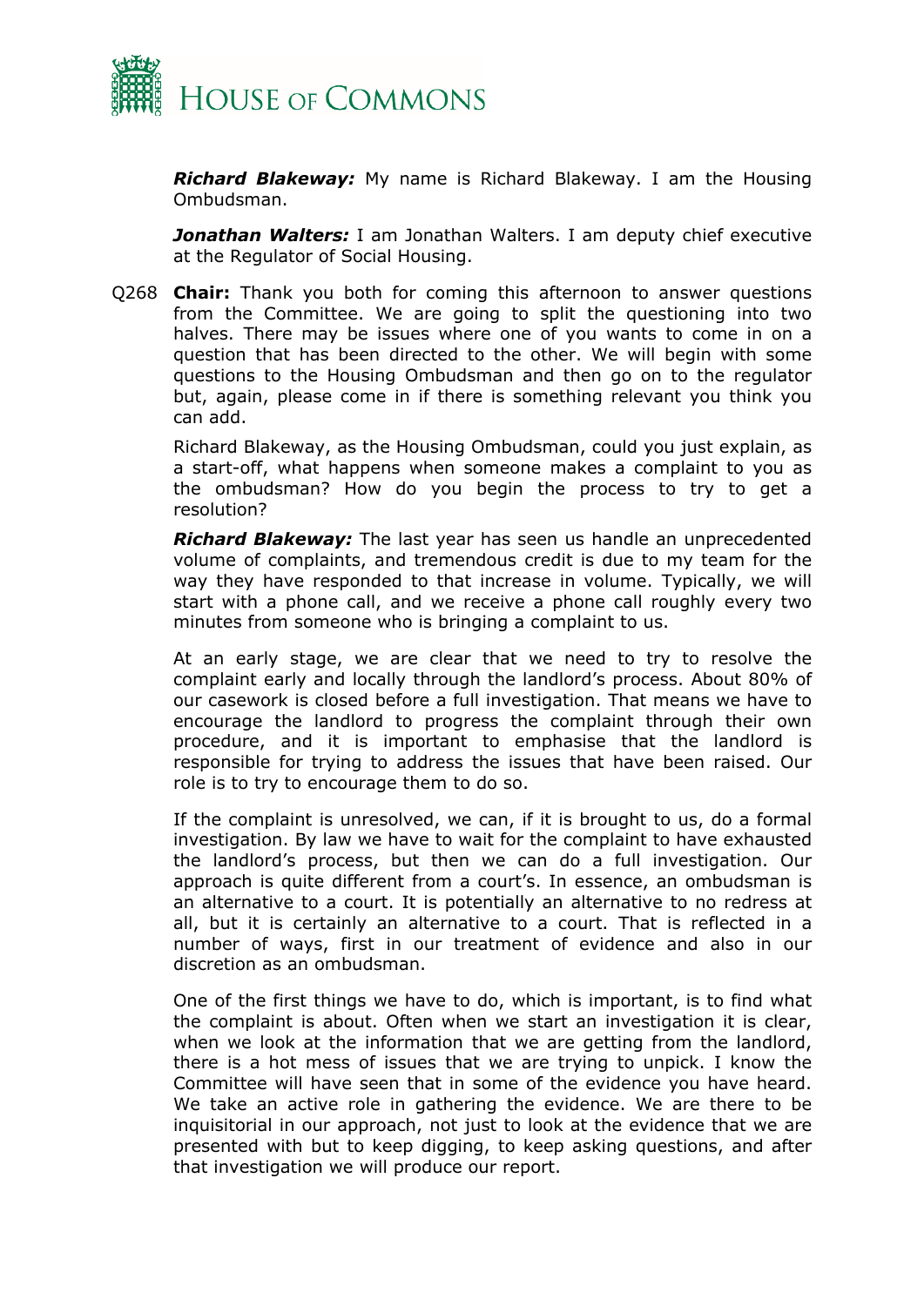***Richard Blakeway:*** My name is Richard Blakeway. I am the Housing Ombudsman.

***Jonathan Walters:*** I am Jonathan Walters. I am deputy chief executive at the Regulator of Social Housing.

Q268 **Chair:** Thank you both for coming this afternoon to answer questions from the Committee. We are going to split the questioning into two halves. There may be issues where one of you wants to come in on a question that has been directed to the other. We will begin with some questions to the Housing Ombudsman and then go on to the regulator but, again, please come in if there is something relevant you think you can add.

Richard Blakeway, as the Housing Ombudsman, could you just explain, as a start-off, what happens when someone makes a complaint to you as the ombudsman? How do you begin the process to try to get a resolution?

***Richard Blakeway:*** The last year has seen us handle an unprecedented volume of complaints, and tremendous credit is due to my team for the way they have responded to that increase in volume. Typically, we will start with a phone call, and we receive a phone call roughly every two minutes from someone who is bringing a complaint to us.

At an early stage, we are clear that we need to try to resolve the complaint early and locally through the landlord's process. About 80% of our casework is closed before a full investigation. That means we have to encourage the landlord to progress the complaint through their own procedure, and it is important to emphasise that the landlord is responsible for trying to address the issues that have been raised. Our role is to try to encourage them to do so.

If the complaint is unresolved, we can, if it is brought to us, do a formal investigation. By law we have to wait for the complaint to have exhausted the landlord's process, but then we can do a full investigation. Our approach is quite different from a court's. In essence, an ombudsman is an alternative to a court. It is potentially an alternative to no redress at all, but it is certainly an alternative to a court. That is reflected in a number of ways, first in our treatment of evidence and also in our discretion as an ombudsman.

One of the first things we have to do, which is important, is to find what the complaint is about. Often when we start an investigation it is clear, when we look at the information that we are getting from the landlord, there is a hot mess of issues that we are trying to unpick. I know the Committee will have seen that in some of the evidence you have heard. We take an active role in gathering the evidence. We are there to be inquisitorial in our approach, not just to look at the evidence that we are presented with but to keep digging, to keep asking questions, and after that investigation we will produce our report.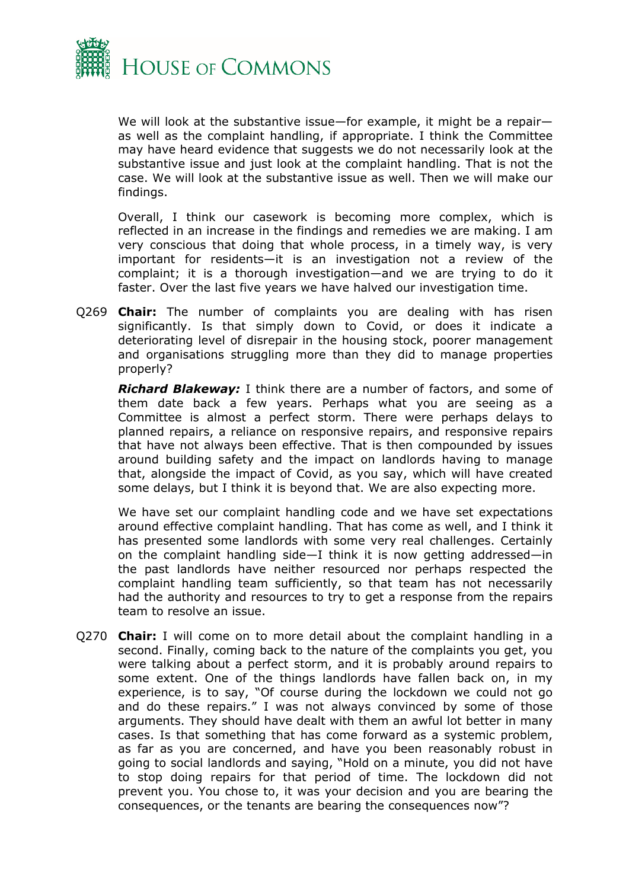We will look at the substantive issue—for example, it might be a repair—as well as the complaint handling, if appropriate. I think the Committee may have heard evidence that suggests we do not necessarily look at the substantive issue and just look at the complaint handling. That is not the case. We will look at the substantive issue as well. Then we will make our findings.

Overall, I think our casework is becoming more complex, which is reflected in an increase in the findings and remedies we are making. I am very conscious that doing that whole process, in a timely way, is very important for residents—it is an investigation not a review of the complaint; it is a thorough investigation—and we are trying to do it faster. Over the last five years we have halved our investigation time.

Q269 **Chair:** The number of complaints you are dealing with has risen significantly. Is that simply down to Covid, or does it indicate a deteriorating level of disrepair in the housing stock, poorer management and organisations struggling more than they did to manage properties properly?

***Richard Blakeway:*** I think there are a number of factors, and some of them date back a few years. Perhaps what you are seeing as a Committee is almost a perfect storm. There were perhaps delays to planned repairs, a reliance on responsive repairs, and responsive repairs that have not always been effective. That is then compounded by issues around building safety and the impact on landlords having to manage that, alongside the impact of Covid, as you say, which will have created some delays, but I think it is beyond that. We are also expecting more.

We have set our complaint handling code and we have set expectations around effective complaint handling. That has come as well, and I think it has presented some landlords with some very real challenges. Certainly on the complaint handling side—I think it is now getting addressed—in the past landlords have neither resourced nor perhaps respected the complaint handling team sufficiently, so that team has not necessarily had the authority and resources to try to get a response from the repairs team to resolve an issue.

Q270 **Chair:** I will come on to more detail about the complaint handling in a second. Finally, coming back to the nature of the complaints you get, you were talking about a perfect storm, and it is probably around repairs to some extent. One of the things landlords have fallen back on, in my experience, is to say, "Of course during the lockdown we could not go and do these repairs." I was not always convinced by some of those arguments. They should have dealt with them an awful lot better in many cases. Is that something that has come forward as a systemic problem, as far as you are concerned, and have you been reasonably robust in going to social landlords and saying, "Hold on a minute, you did not have to stop doing repairs for that period of time. The lockdown did not prevent you. You chose to, it was your decision and you are bearing the consequences, or the tenants are bearing the consequences now"?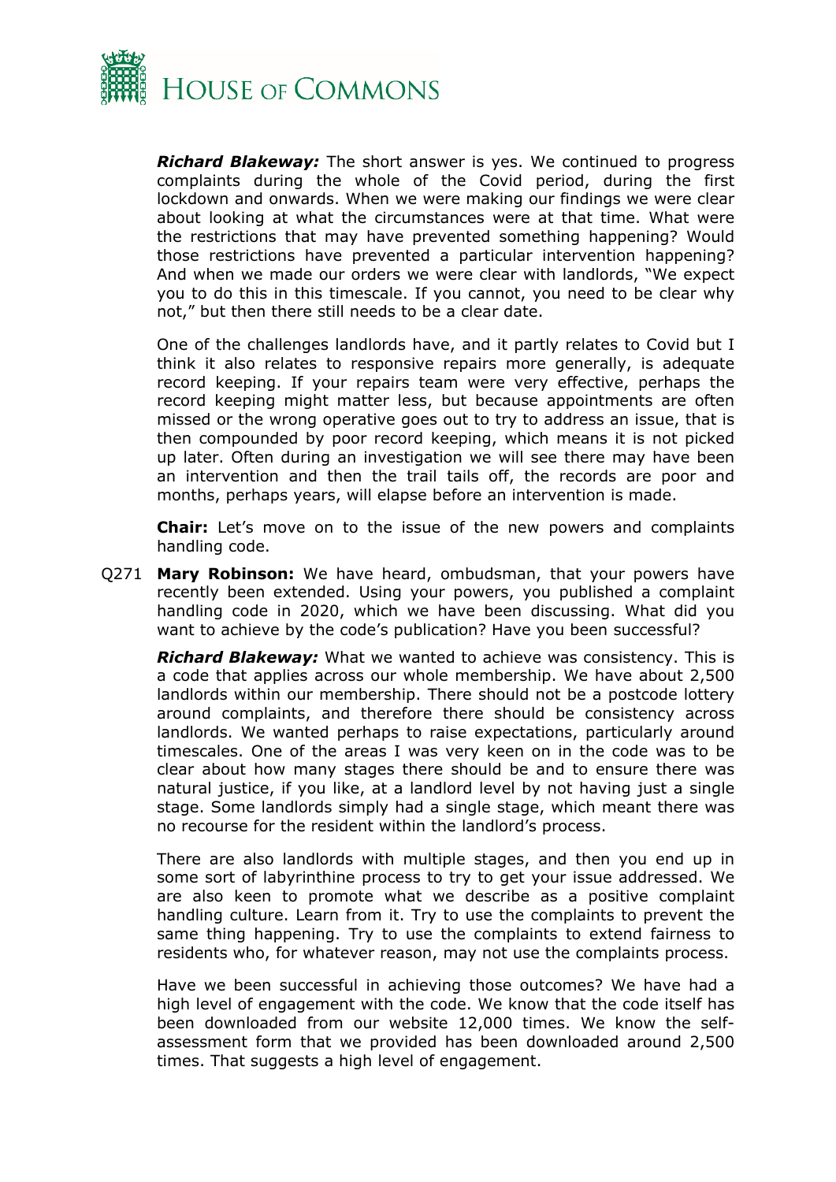***Richard Blakeway:*** The short answer is yes. We continued to progress complaints during the whole of the Covid period, during the first lockdown and onwards. When we were making our findings we were clear about looking at what the circumstances were at that time. What were the restrictions that may have prevented something happening? Would those restrictions have prevented a particular intervention happening? And when we made our orders we were clear with landlords, "We expect you to do this in this timescale. If you cannot, you need to be clear why not," but then there still needs to be a clear date.

One of the challenges landlords have, and it partly relates to Covid but I think it also relates to responsive repairs more generally, is adequate record keeping. If your repairs team were very effective, perhaps the record keeping might matter less, but because appointments are often missed or the wrong operative goes out to try to address an issue, that is then compounded by poor record keeping, which means it is not picked up later. Often during an investigation we will see there may have been an intervention and then the trail tails off, the records are poor and months, perhaps years, will elapse before an intervention is made.

**Chair:** Let's move on to the issue of the new powers and complaints handling code.

Q271 **Mary Robinson:** We have heard, ombudsman, that your powers have recently been extended. Using your powers, you published a complaint handling code in 2020, which we have been discussing. What did you want to achieve by the code's publication? Have you been successful?

***Richard Blakeway:*** What we wanted to achieve was consistency. This is a code that applies across our whole membership. We have about 2,500 landlords within our membership. There should not be a postcode lottery around complaints, and therefore there should be consistency across landlords. We wanted perhaps to raise expectations, particularly around timescales. One of the areas I was very keen on in the code was to be clear about how many stages there should be and to ensure there was natural justice, if you like, at a landlord level by not having just a single stage. Some landlords simply had a single stage, which meant there was no recourse for the resident within the landlord's process.

There are also landlords with multiple stages, and then you end up in some sort of labyrinthine process to try to get your issue addressed. We are also keen to promote what we describe as a positive complaint handling culture. Learn from it. Try to use the complaints to prevent the same thing happening. Try to use the complaints to extend fairness to residents who, for whatever reason, may not use the complaints process.

Have we been successful in achieving those outcomes? We have had a high level of engagement with the code. We know that the code itself has been downloaded from our website 12,000 times. We know the self-assessment form that we provided has been downloaded around 2,500 times. That suggests a high level of engagement.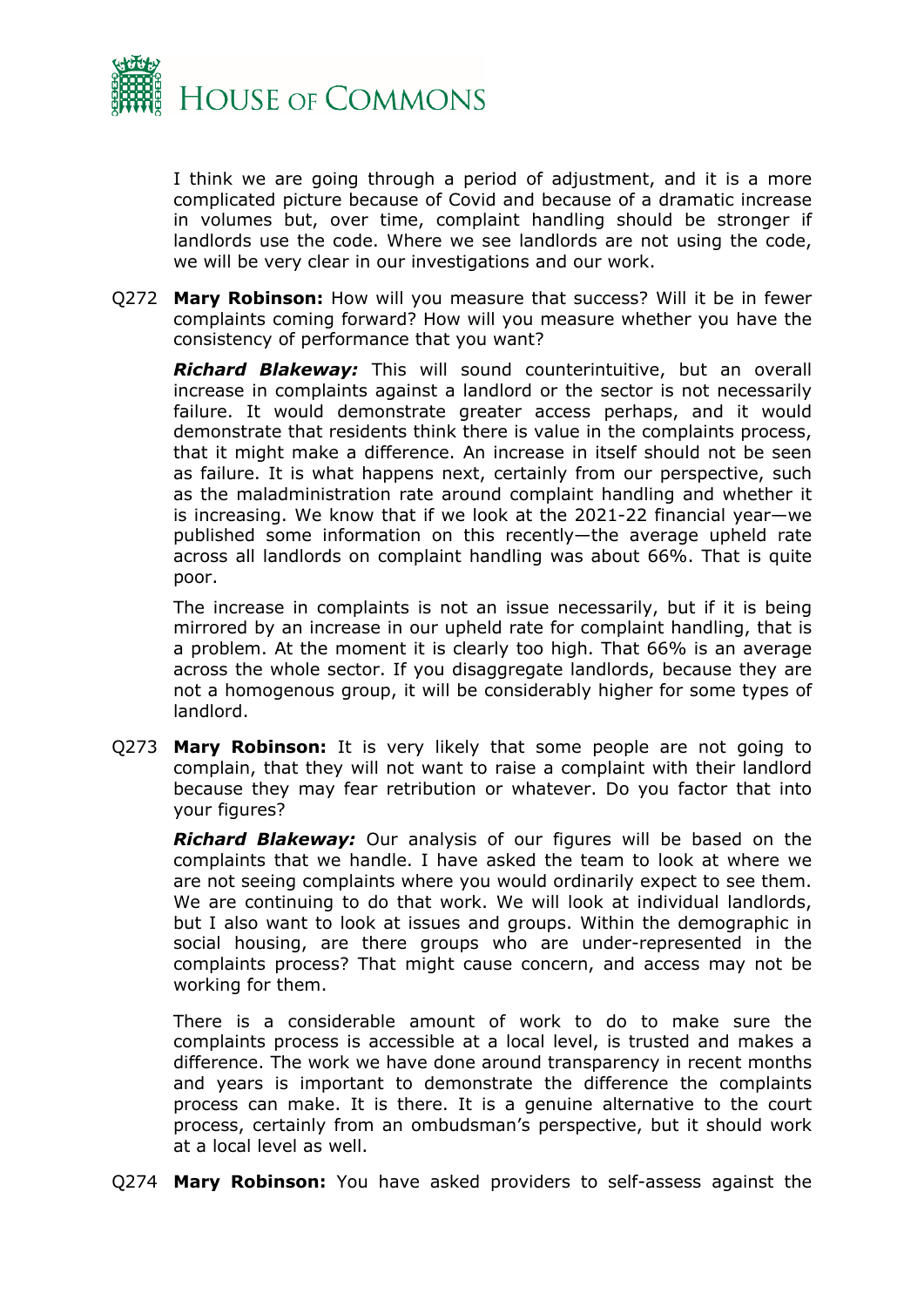I think we are going through a period of adjustment, and it is a more complicated picture because of Covid and because of a dramatic increase in volumes but, over time, complaint handling should be stronger if landlords use the code. Where we see landlords are not using the code, we will be very clear in our investigations and our work.

Q272 **Mary Robinson:** How will you measure that success? Will it be in fewer complaints coming forward? How will you measure whether you have the consistency of performance that you want?

***Richard Blakeway:*** This will sound counterintuitive, but an overall increase in complaints against a landlord or the sector is not necessarily failure. It would demonstrate greater access perhaps, and it would demonstrate that residents think there is value in the complaints process, that it might make a difference. An increase in itself should not be seen as failure. It is what happens next, certainly from our perspective, such as the maladministration rate around complaint handling and whether it is increasing. We know that if we look at the 2021-22 financial year—we published some information on this recently—the average upheld rate across all landlords on complaint handling was about 66%. That is quite poor.

The increase in complaints is not an issue necessarily, but if it is being mirrored by an increase in our upheld rate for complaint handling, that is a problem. At the moment it is clearly too high. That 66% is an average across the whole sector. If you disaggregate landlords, because they are not a homogenous group, it will be considerably higher for some types of landlord.

Q273 **Mary Robinson:** It is very likely that some people are not going to complain, that they will not want to raise a complaint with their landlord because they may fear retribution or whatever. Do you factor that into your figures?

***Richard Blakeway:*** Our analysis of our figures will be based on the complaints that we handle. I have asked the team to look at where we are not seeing complaints where you would ordinarily expect to see them. We are continuing to do that work. We will look at individual landlords, but I also want to look at issues and groups. Within the demographic in social housing, are there groups who are under-represented in the complaints process? That might cause concern, and access may not be working for them.

There is a considerable amount of work to do to make sure the complaints process is accessible at a local level, is trusted and makes a difference. The work we have done around transparency in recent months and years is important to demonstrate the difference the complaints process can make. It is there. It is a genuine alternative to the court process, certainly from an ombudsman's perspective, but it should work at a local level as well.

Q274 **Mary Robinson:** You have asked providers to self-assess against the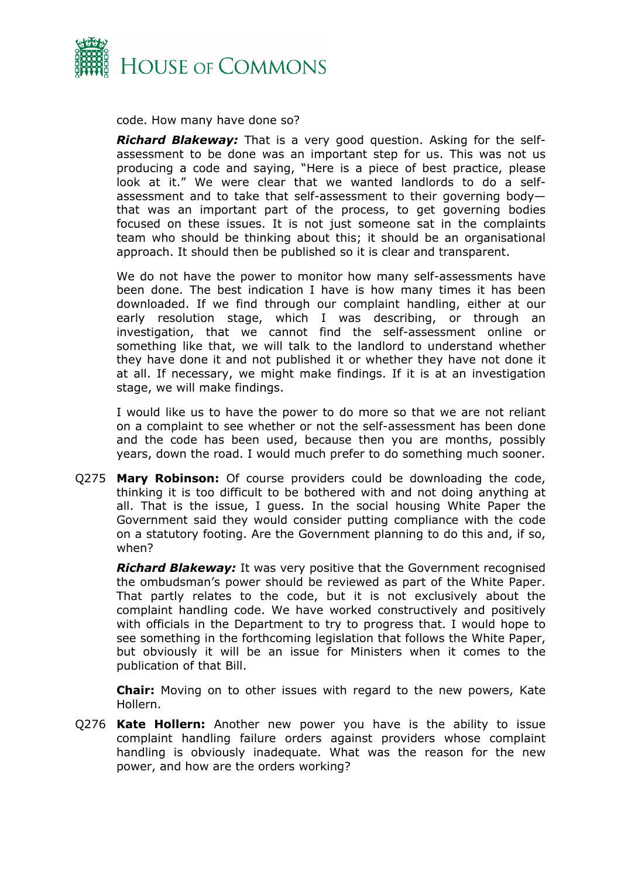code. How many have done so?

***Richard Blakeway:*** That is a very good question. Asking for the self-assessment to be done was an important step for us. This was not us producing a code and saying, "Here is a piece of best practice, please look at it." We were clear that we wanted landlords to do a self-assessment and to take that self-assessment to their governing body—that was an important part of the process, to get governing bodies focused on these issues. It is not just someone sat in the complaints team who should be thinking about this; it should be an organisational approach. It should then be published so it is clear and transparent.

We do not have the power to monitor how many self-assessments have been done. The best indication I have is how many times it has been downloaded. If we find through our complaint handling, either at our early resolution stage, which I was describing, or through an investigation, that we cannot find the self-assessment online or something like that, we will talk to the landlord to understand whether they have done it and not published it or whether they have not done it at all. If necessary, we might make findings. If it is at an investigation stage, we will make findings.

I would like us to have the power to do more so that we are not reliant on a complaint to see whether or not the self-assessment has been done and the code has been used, because then you are months, possibly years, down the road. I would much prefer to do something much sooner.

Q275 **Mary Robinson:** Of course providers could be downloading the code, thinking it is too difficult to be bothered with and not doing anything at all. That is the issue, I guess. In the social housing White Paper the Government said they would consider putting compliance with the code on a statutory footing. Are the Government planning to do this and, if so, when?

***Richard Blakeway:*** It was very positive that the Government recognised the ombudsman's power should be reviewed as part of the White Paper. That partly relates to the code, but it is not exclusively about the complaint handling code. We have worked constructively and positively with officials in the Department to try to progress that. I would hope to see something in the forthcoming legislation that follows the White Paper, but obviously it will be an issue for Ministers when it comes to the publication of that Bill.

**Chair:** Moving on to other issues with regard to the new powers, Kate Hollern.

Q276 **Kate Hollern:** Another new power you have is the ability to issue complaint handling failure orders against providers whose complaint handling is obviously inadequate. What was the reason for the new power, and how are the orders working?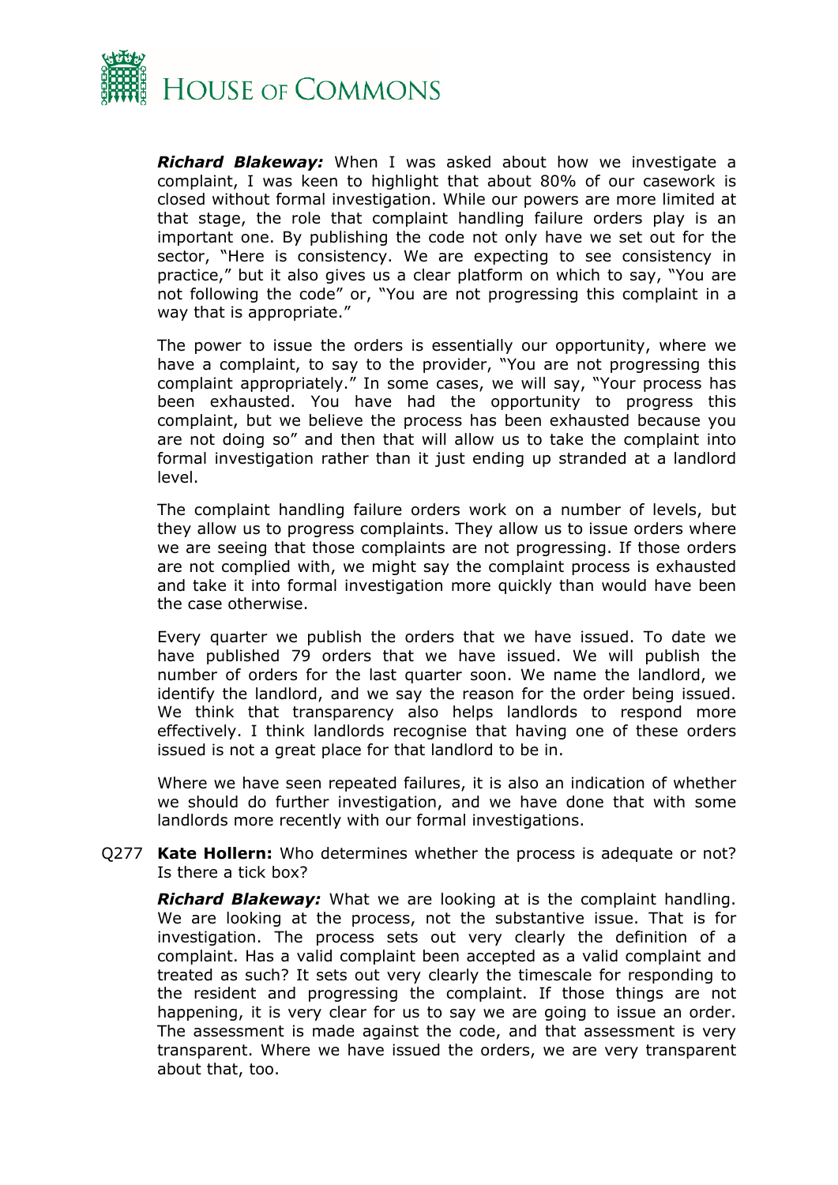***Richard Blakeway:*** When I was asked about how we investigate a complaint, I was keen to highlight that about 80% of our casework is closed without formal investigation. While our powers are more limited at that stage, the role that complaint handling failure orders play is an important one. By publishing the code not only have we set out for the sector, "Here is consistency. We are expecting to see consistency in practice," but it also gives us a clear platform on which to say, "You are not following the code" or, "You are not progressing this complaint in a way that is appropriate."

The power to issue the orders is essentially our opportunity, where we have a complaint, to say to the provider, "You are not progressing this complaint appropriately." In some cases, we will say, "Your process has been exhausted. You have had the opportunity to progress this complaint, but we believe the process has been exhausted because you are not doing so" and then that will allow us to take the complaint into formal investigation rather than it just ending up stranded at a landlord level.

The complaint handling failure orders work on a number of levels, but they allow us to progress complaints. They allow us to issue orders where we are seeing that those complaints are not progressing. If those orders are not complied with, we might say the complaint process is exhausted and take it into formal investigation more quickly than would have been the case otherwise.

Every quarter we publish the orders that we have issued. To date we have published 79 orders that we have issued. We will publish the number of orders for the last quarter soon. We name the landlord, we identify the landlord, and we say the reason for the order being issued. We think that transparency also helps landlords to respond more effectively. I think landlords recognise that having one of these orders issued is not a great place for that landlord to be in.

Where we have seen repeated failures, it is also an indication of whether we should do further investigation, and we have done that with some landlords more recently with our formal investigations.

Q277 **Kate Hollern:** Who determines whether the process is adequate or not? Is there a tick box?

***Richard Blakeway:*** What we are looking at is the complaint handling. We are looking at the process, not the substantive issue. That is for investigation. The process sets out very clearly the definition of a complaint. Has a valid complaint been accepted as a valid complaint and treated as such? It sets out very clearly the timescale for responding to the resident and progressing the complaint. If those things are not happening, it is very clear for us to say we are going to issue an order. The assessment is made against the code, and that assessment is very transparent. Where we have issued the orders, we are very transparent about that, too.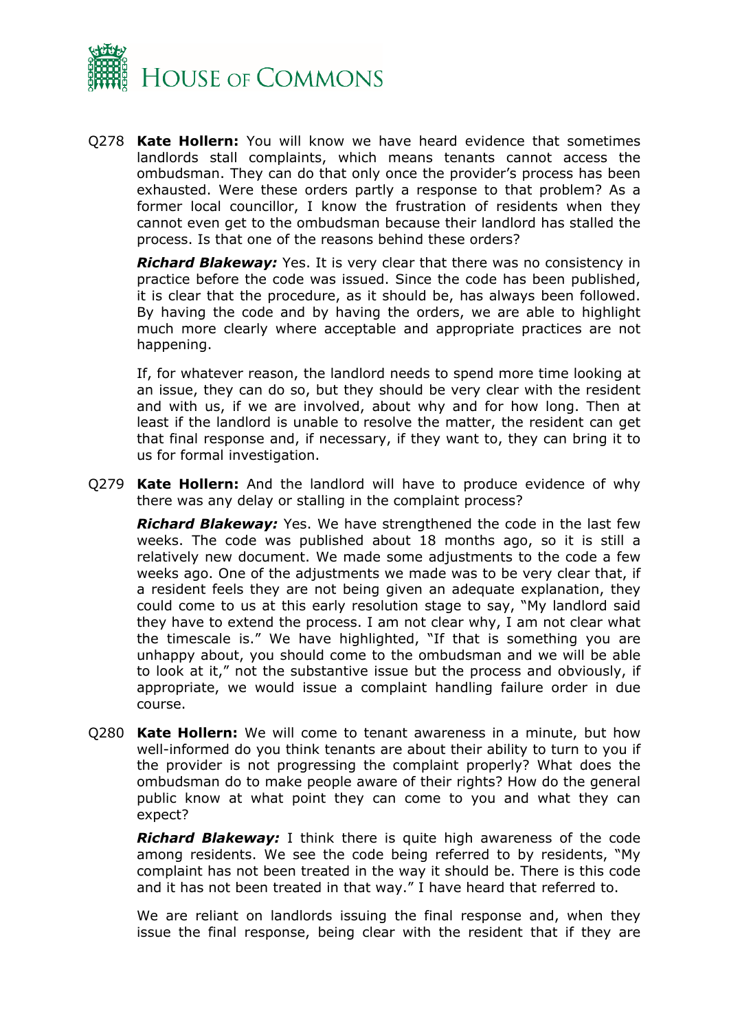Q278 **Kate Hollern:** You will know we have heard evidence that sometimes landlords stall complaints, which means tenants cannot access the ombudsman. They can do that only once the provider's process has been exhausted. Were these orders partly a response to that problem? As a former local councillor, I know the frustration of residents when they cannot even get to the ombudsman because their landlord has stalled the process. Is that one of the reasons behind these orders?

***Richard Blakeway:*** Yes. It is very clear that there was no consistency in practice before the code was issued. Since the code has been published, it is clear that the procedure, as it should be, has always been followed. By having the code and by having the orders, we are able to highlight much more clearly where acceptable and appropriate practices are not happening.

If, for whatever reason, the landlord needs to spend more time looking at an issue, they can do so, but they should be very clear with the resident and with us, if we are involved, about why and for how long. Then at least if the landlord is unable to resolve the matter, the resident can get that final response and, if necessary, if they want to, they can bring it to us for formal investigation.

Q279 **Kate Hollern:** And the landlord will have to produce evidence of why there was any delay or stalling in the complaint process?

***Richard Blakeway:*** Yes. We have strengthened the code in the last few weeks. The code was published about 18 months ago, so it is still a relatively new document. We made some adjustments to the code a few weeks ago. One of the adjustments we made was to be very clear that, if a resident feels they are not being given an adequate explanation, they could come to us at this early resolution stage to say, "My landlord said they have to extend the process. I am not clear why, I am not clear what the timescale is." We have highlighted, "If that is something you are unhappy about, you should come to the ombudsman and we will be able to look at it," not the substantive issue but the process and obviously, if appropriate, we would issue a complaint handling failure order in due course.

Q280 **Kate Hollern:** We will come to tenant awareness in a minute, but how well-informed do you think tenants are about their ability to turn to you if the provider is not progressing the complaint properly? What does the ombudsman do to make people aware of their rights? How do the general public know at what point they can come to you and what they can expect?

***Richard Blakeway:*** I think there is quite high awareness of the code among residents. We see the code being referred to by residents, "My complaint has not been treated in the way it should be. There is this code and it has not been treated in that way." I have heard that referred to.

We are reliant on landlords issuing the final response and, when they issue the final response, being clear with the resident that if they are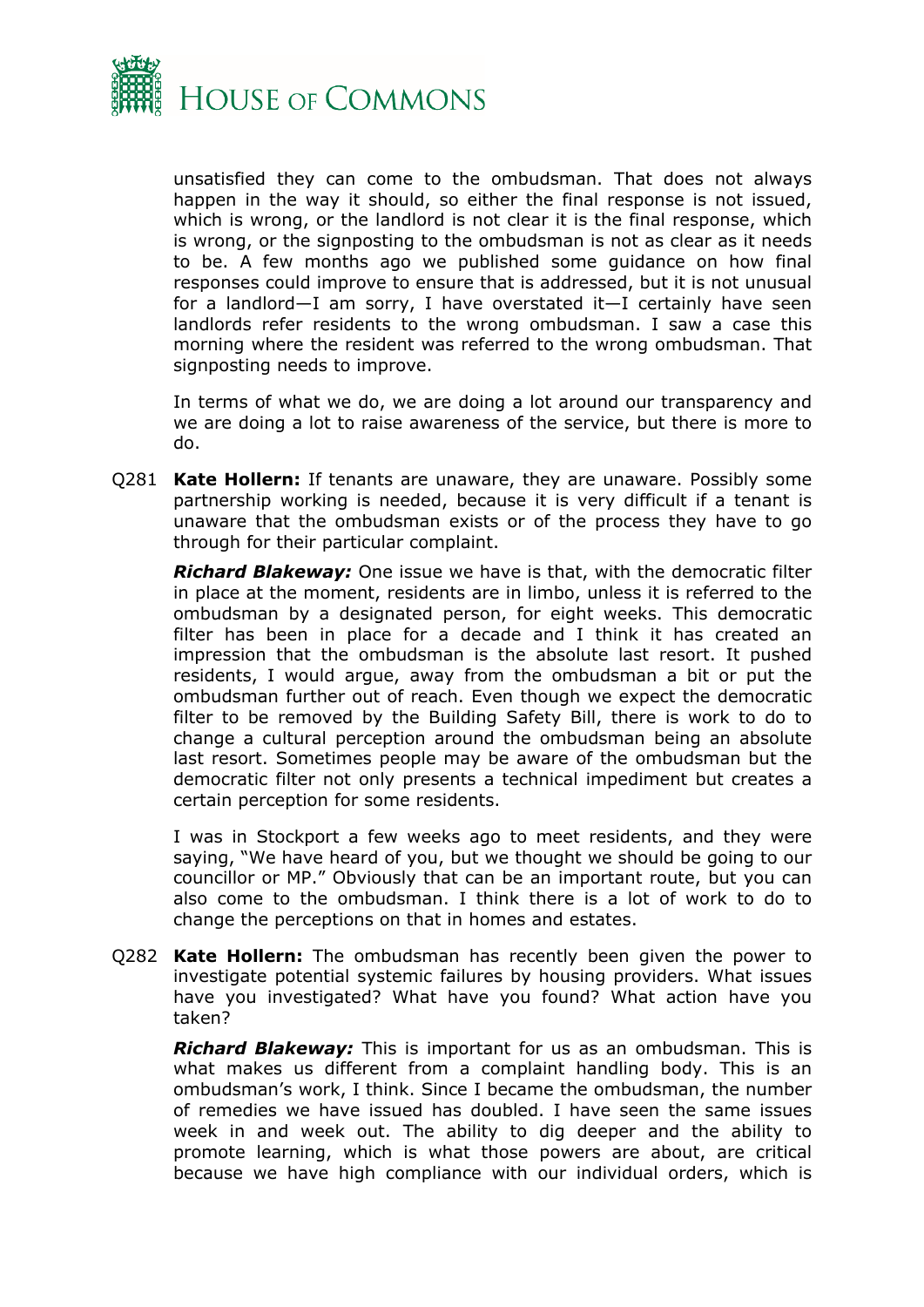unsatisfied they can come to the ombudsman. That does not always happen in the way it should, so either the final response is not issued, which is wrong, or the landlord is not clear it is the final response, which is wrong, or the signposting to the ombudsman is not as clear as it needs to be. A few months ago we published some guidance on how final responses could improve to ensure that is addressed, but it is not unusual for a landlord—I am sorry, I have overstated it—I certainly have seen landlords refer residents to the wrong ombudsman. I saw a case this morning where the resident was referred to the wrong ombudsman. That signposting needs to improve.

In terms of what we do, we are doing a lot around our transparency and we are doing a lot to raise awareness of the service, but there is more to do.

Q281 **Kate Hollern:** If tenants are unaware, they are unaware. Possibly some partnership working is needed, because it is very difficult if a tenant is unaware that the ombudsman exists or of the process they have to go through for their particular complaint.

***Richard Blakeway:*** One issue we have is that, with the democratic filter in place at the moment, residents are in limbo, unless it is referred to the ombudsman by a designated person, for eight weeks. This democratic filter has been in place for a decade and I think it has created an impression that the ombudsman is the absolute last resort. It pushed residents, I would argue, away from the ombudsman a bit or put the ombudsman further out of reach. Even though we expect the democratic filter to be removed by the Building Safety Bill, there is work to do to change a cultural perception around the ombudsman being an absolute last resort. Sometimes people may be aware of the ombudsman but the democratic filter not only presents a technical impediment but creates a certain perception for some residents.

I was in Stockport a few weeks ago to meet residents, and they were saying, "We have heard of you, but we thought we should be going to our councillor or MP." Obviously that can be an important route, but you can also come to the ombudsman. I think there is a lot of work to do to change the perceptions on that in homes and estates.

Q282 **Kate Hollern:** The ombudsman has recently been given the power to investigate potential systemic failures by housing providers. What issues have you investigated? What have you found? What action have you taken?

***Richard Blakeway:*** This is important for us as an ombudsman. This is what makes us different from a complaint handling body. This is an ombudsman's work, I think. Since I became the ombudsman, the number of remedies we have issued has doubled. I have seen the same issues week in and week out. The ability to dig deeper and the ability to promote learning, which is what those powers are about, are critical because we have high compliance with our individual orders, which is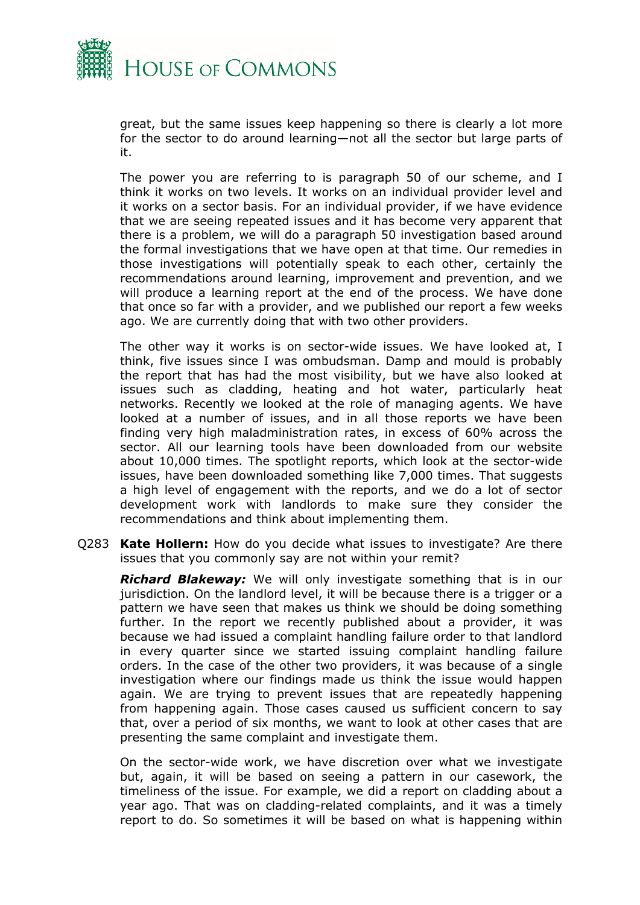great, but the same issues keep happening so there is clearly a lot more for the sector to do around learning—not all the sector but large parts of it.

The power you are referring to is paragraph 50 of our scheme, and I think it works on two levels. It works on an individual provider level and it works on a sector basis. For an individual provider, if we have evidence that we are seeing repeated issues and it has become very apparent that there is a problem, we will do a paragraph 50 investigation based around the formal investigations that we have open at that time. Our remedies in those investigations will potentially speak to each other, certainly the recommendations around learning, improvement and prevention, and we will produce a learning report at the end of the process. We have done that once so far with a provider, and we published our report a few weeks ago. We are currently doing that with two other providers.

The other way it works is on sector-wide issues. We have looked at, I think, five issues since I was ombudsman. Damp and mould is probably the report that has had the most visibility, but we have also looked at issues such as cladding, heating and hot water, particularly heat networks. Recently we looked at the role of managing agents. We have looked at a number of issues, and in all those reports we have been finding very high maladministration rates, in excess of 60% across the sector. All our learning tools have been downloaded from our website about 10,000 times. The spotlight reports, which look at the sector-wide issues, have been downloaded something like 7,000 times. That suggests a high level of engagement with the reports, and we do a lot of sector development work with landlords to make sure they consider the recommendations and think about implementing them.

Q283 **Kate Hollern:** How do you decide what issues to investigate? Are there issues that you commonly say are not within your remit?

***Richard Blakeway:*** We will only investigate something that is in our jurisdiction. On the landlord level, it will be because there is a trigger or a pattern we have seen that makes us think we should be doing something further. In the report we recently published about a provider, it was because we had issued a complaint handling failure order to that landlord in every quarter since we started issuing complaint handling failure orders. In the case of the other two providers, it was because of a single investigation where our findings made us think the issue would happen again. We are trying to prevent issues that are repeatedly happening from happening again. Those cases caused us sufficient concern to say that, over a period of six months, we want to look at other cases that are presenting the same complaint and investigate them.

On the sector-wide work, we have discretion over what we investigate but, again, it will be based on seeing a pattern in our casework, the timeliness of the issue. For example, we did a report on cladding about a year ago. That was on cladding-related complaints, and it was a timely report to do. So sometimes it will be based on what is happening within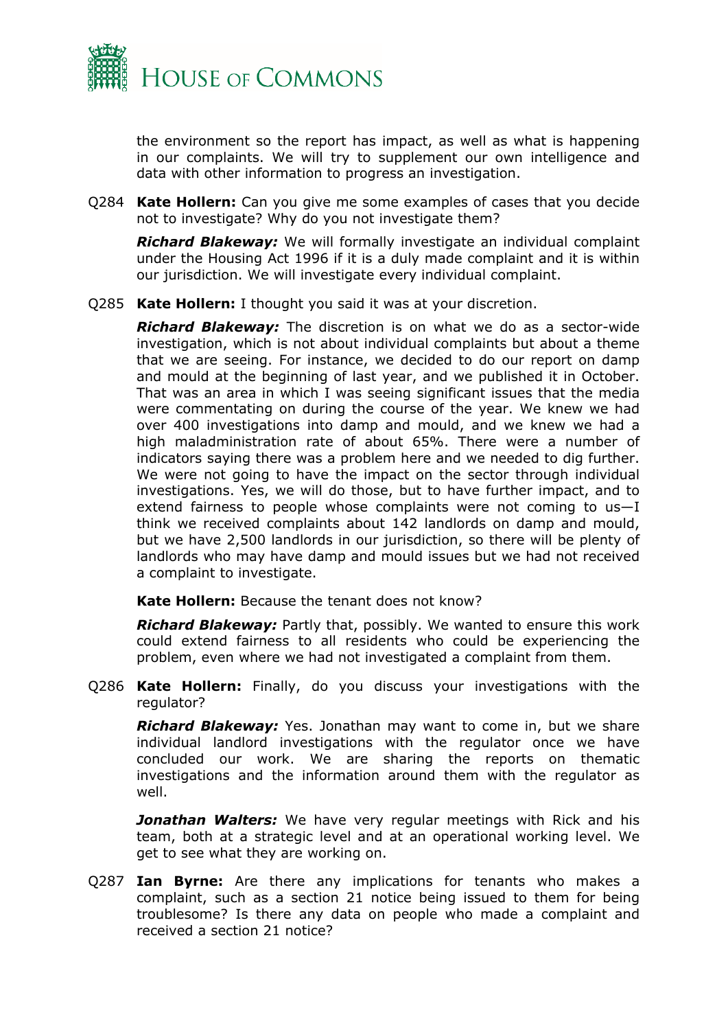the environment so the report has impact, as well as what is happening in our complaints. We will try to supplement our own intelligence and data with other information to progress an investigation.

Q284 **Kate Hollern:** Can you give me some examples of cases that you decide not to investigate? Why do you not investigate them?

***Richard Blakeway:*** We will formally investigate an individual complaint under the Housing Act 1996 if it is a duly made complaint and it is within our jurisdiction. We will investigate every individual complaint.

Q285 **Kate Hollern:** I thought you said it was at your discretion.

***Richard Blakeway:*** The discretion is on what we do as a sector-wide investigation, which is not about individual complaints but about a theme that we are seeing. For instance, we decided to do our report on damp and mould at the beginning of last year, and we published it in October. That was an area in which I was seeing significant issues that the media were commentating on during the course of the year. We knew we had over 400 investigations into damp and mould, and we knew we had a high maladministration rate of about 65%. There were a number of indicators saying there was a problem here and we needed to dig further. We were not going to have the impact on the sector through individual investigations. Yes, we will do those, but to have further impact, and to extend fairness to people whose complaints were not coming to us—I think we received complaints about 142 landlords on damp and mould, but we have 2,500 landlords in our jurisdiction, so there will be plenty of landlords who may have damp and mould issues but we had not received a complaint to investigate.

**Kate Hollern:** Because the tenant does not know?

***Richard Blakeway:*** Partly that, possibly. We wanted to ensure this work could extend fairness to all residents who could be experiencing the problem, even where we had not investigated a complaint from them.

Q286 **Kate Hollern:** Finally, do you discuss your investigations with the regulator?

***Richard Blakeway:*** Yes. Jonathan may want to come in, but we share individual landlord investigations with the regulator once we have concluded our work. We are sharing the reports on thematic investigations and the information around them with the regulator as well.

***Jonathan Walters:*** We have very regular meetings with Rick and his team, both at a strategic level and at an operational working level. We get to see what they are working on.

Q287 **Ian Byrne:** Are there any implications for tenants who makes a complaint, such as a section 21 notice being issued to them for being troublesome? Is there any data on people who made a complaint and received a section 21 notice?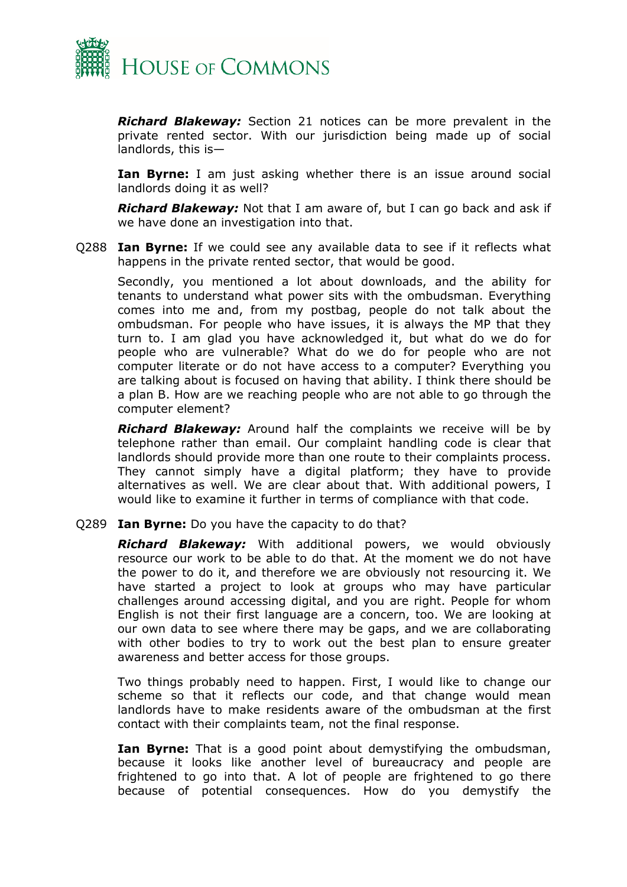***Richard Blakeway:*** Section 21 notices can be more prevalent in the private rented sector. With our jurisdiction being made up of social landlords, this is—

**Ian Byrne:** I am just asking whether there is an issue around social landlords doing it as well?

***Richard Blakeway:*** Not that I am aware of, but I can go back and ask if we have done an investigation into that.

Q288 **Ian Byrne:** If we could see any available data to see if it reflects what happens in the private rented sector, that would be good.

Secondly, you mentioned a lot about downloads, and the ability for tenants to understand what power sits with the ombudsman. Everything comes into me and, from my postbag, people do not talk about the ombudsman. For people who have issues, it is always the MP that they turn to. I am glad you have acknowledged it, but what do we do for people who are vulnerable? What do we do for people who are not computer literate or do not have access to a computer? Everything you are talking about is focused on having that ability. I think there should be a plan B. How are we reaching people who are not able to go through the computer element?

***Richard Blakeway:*** Around half the complaints we receive will be by telephone rather than email. Our complaint handling code is clear that landlords should provide more than one route to their complaints process. They cannot simply have a digital platform; they have to provide alternatives as well. We are clear about that. With additional powers, I would like to examine it further in terms of compliance with that code.

Q289 **Ian Byrne:** Do you have the capacity to do that?

***Richard Blakeway:*** With additional powers, we would obviously resource our work to be able to do that. At the moment we do not have the power to do it, and therefore we are obviously not resourcing it. We have started a project to look at groups who may have particular challenges around accessing digital, and you are right. People for whom English is not their first language are a concern, too. We are looking at our own data to see where there may be gaps, and we are collaborating with other bodies to try to work out the best plan to ensure greater awareness and better access for those groups.

Two things probably need to happen. First, I would like to change our scheme so that it reflects our code, and that change would mean landlords have to make residents aware of the ombudsman at the first contact with their complaints team, not the final response.

**Ian Byrne:** That is a good point about demystifying the ombudsman, because it looks like another level of bureaucracy and people are frightened to go into that. A lot of people are frightened to go there because of potential consequences. How do you demystify the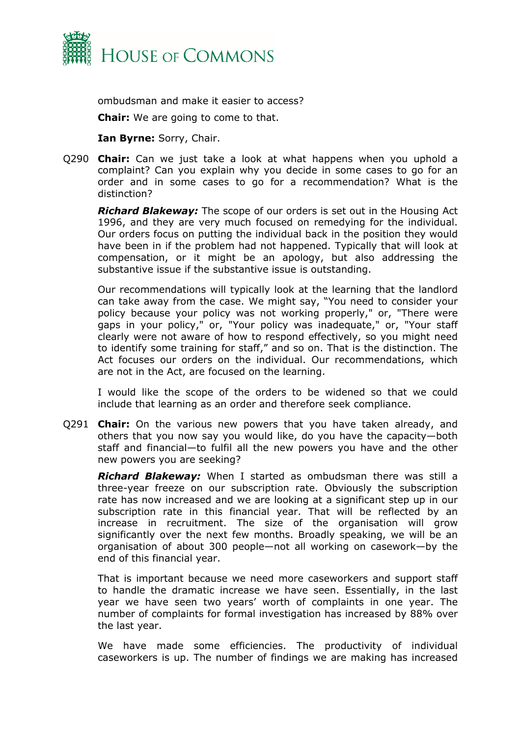ombudsman and make it easier to access?

**Chair:** We are going to come to that.

**Ian Byrne:** Sorry, Chair.

Q290 **Chair:** Can we just take a look at what happens when you uphold a complaint? Can you explain why you decide in some cases to go for an order and in some cases to go for a recommendation? What is the distinction?

***Richard Blakeway:*** The scope of our orders is set out in the Housing Act 1996, and they are very much focused on remedying for the individual. Our orders focus on putting the individual back in the position they would have been in if the problem had not happened. Typically that will look at compensation, or it might be an apology, but also addressing the substantive issue if the substantive issue is outstanding.

Our recommendations will typically look at the learning that the landlord can take away from the case. We might say, "You need to consider your policy because your policy was not working properly," or, "There were gaps in your policy," or, "Your policy was inadequate," or, "Your staff clearly were not aware of how to respond effectively, so you might need to identify some training for staff," and so on. That is the distinction. The Act focuses our orders on the individual. Our recommendations, which are not in the Act, are focused on the learning.

I would like the scope of the orders to be widened so that we could include that learning as an order and therefore seek compliance.

Q291 **Chair:** On the various new powers that you have taken already, and others that you now say you would like, do you have the capacity—both staff and financial—to fulfil all the new powers you have and the other new powers you are seeking?

***Richard Blakeway:*** When I started as ombudsman there was still a three-year freeze on our subscription rate. Obviously the subscription rate has now increased and we are looking at a significant step up in our subscription rate in this financial year. That will be reflected by an increase in recruitment. The size of the organisation will grow significantly over the next few months. Broadly speaking, we will be an organisation of about 300 people—not all working on casework—by the end of this financial year.

That is important because we need more caseworkers and support staff to handle the dramatic increase we have seen. Essentially, in the last year we have seen two years' worth of complaints in one year. The number of complaints for formal investigation has increased by 88% over the last year.

We have made some efficiencies. The productivity of individual caseworkers is up. The number of findings we are making has increased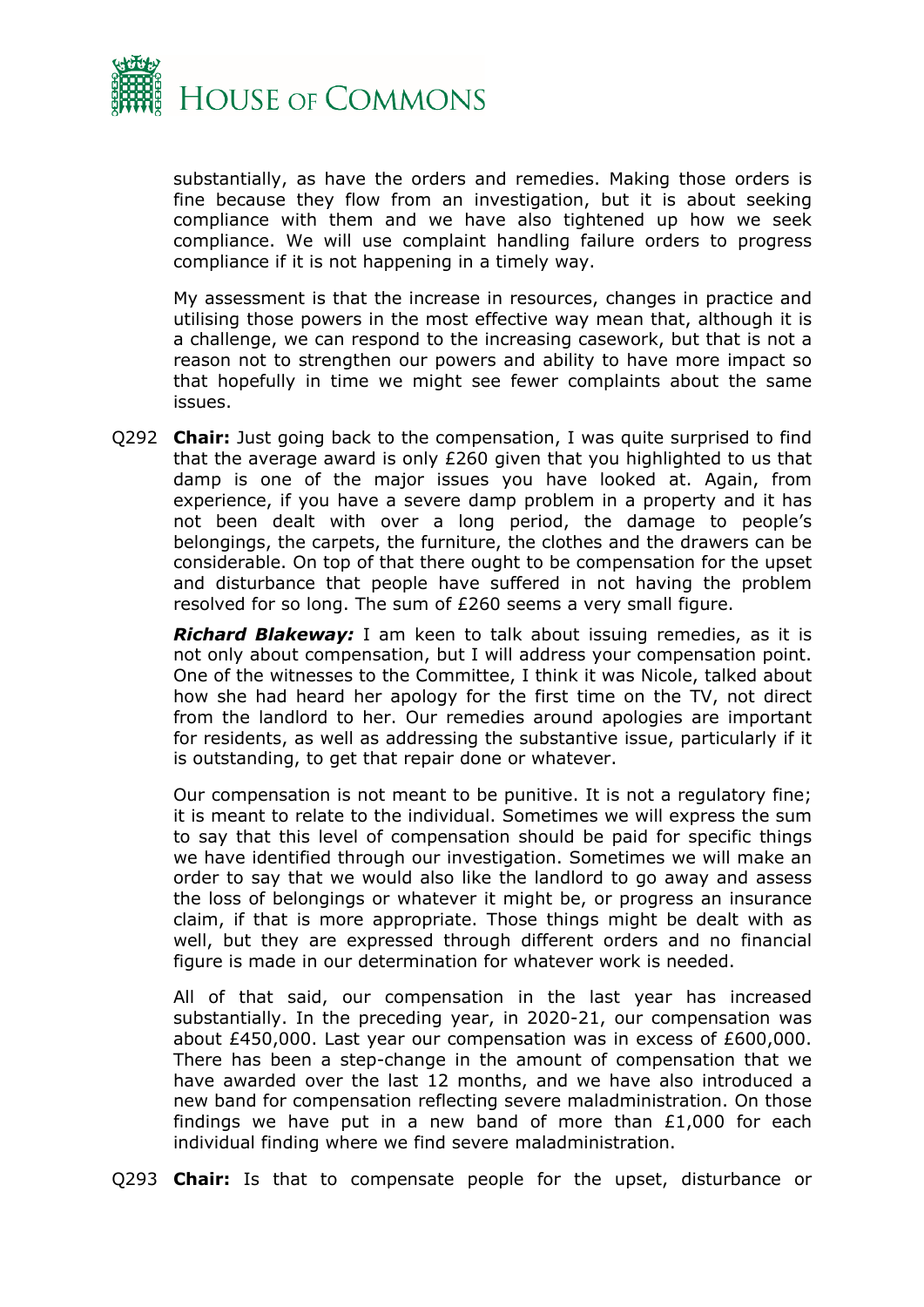substantially, as have the orders and remedies. Making those orders is fine because they flow from an investigation, but it is about seeking compliance with them and we have also tightened up how we seek compliance. We will use complaint handling failure orders to progress compliance if it is not happening in a timely way.

My assessment is that the increase in resources, changes in practice and utilising those powers in the most effective way mean that, although it is a challenge, we can respond to the increasing casework, but that is not a reason not to strengthen our powers and ability to have more impact so that hopefully in time we might see fewer complaints about the same issues.

Q292 **Chair:** Just going back to the compensation, I was quite surprised to find that the average award is only £260 given that you highlighted to us that damp is one of the major issues you have looked at. Again, from experience, if you have a severe damp problem in a property and it has not been dealt with over a long period, the damage to people's belongings, the carpets, the furniture, the clothes and the drawers can be considerable. On top of that there ought to be compensation for the upset and disturbance that people have suffered in not having the problem resolved for so long. The sum of £260 seems a very small figure.

***Richard Blakeway:*** I am keen to talk about issuing remedies, as it is not only about compensation, but I will address your compensation point. One of the witnesses to the Committee, I think it was Nicole, talked about how she had heard her apology for the first time on the TV, not direct from the landlord to her. Our remedies around apologies are important for residents, as well as addressing the substantive issue, particularly if it is outstanding, to get that repair done or whatever.

Our compensation is not meant to be punitive. It is not a regulatory fine; it is meant to relate to the individual. Sometimes we will express the sum to say that this level of compensation should be paid for specific things we have identified through our investigation. Sometimes we will make an order to say that we would also like the landlord to go away and assess the loss of belongings or whatever it might be, or progress an insurance claim, if that is more appropriate. Those things might be dealt with as well, but they are expressed through different orders and no financial figure is made in our determination for whatever work is needed.

All of that said, our compensation in the last year has increased substantially. In the preceding year, in 2020-21, our compensation was about £450,000. Last year our compensation was in excess of £600,000. There has been a step-change in the amount of compensation that we have awarded over the last 12 months, and we have also introduced a new band for compensation reflecting severe maladministration. On those findings we have put in a new band of more than £1,000 for each individual finding where we find severe maladministration.

Q293 **Chair:** Is that to compensate people for the upset, disturbance or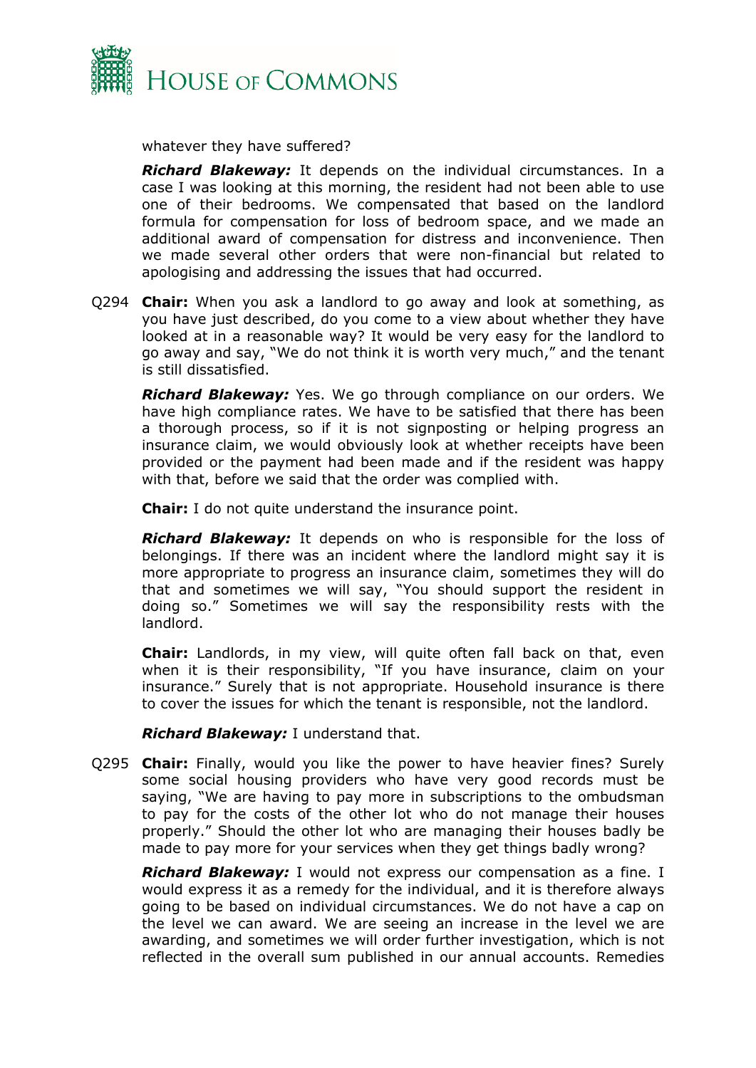whatever they have suffered?

***Richard Blakeway:*** It depends on the individual circumstances. In a case I was looking at this morning, the resident had not been able to use one of their bedrooms. We compensated that based on the landlord formula for compensation for loss of bedroom space, and we made an additional award of compensation for distress and inconvenience. Then we made several other orders that were non-financial but related to apologising and addressing the issues that had occurred.

Q294 **Chair:** When you ask a landlord to go away and look at something, as you have just described, do you come to a view about whether they have looked at in a reasonable way? It would be very easy for the landlord to go away and say, "We do not think it is worth very much," and the tenant is still dissatisfied.

***Richard Blakeway:*** Yes. We go through compliance on our orders. We have high compliance rates. We have to be satisfied that there has been a thorough process, so if it is not signposting or helping progress an insurance claim, we would obviously look at whether receipts have been provided or the payment had been made and if the resident was happy with that, before we said that the order was complied with.

**Chair:** I do not quite understand the insurance point.

***Richard Blakeway:*** It depends on who is responsible for the loss of belongings. If there was an incident where the landlord might say it is more appropriate to progress an insurance claim, sometimes they will do that and sometimes we will say, "You should support the resident in doing so." Sometimes we will say the responsibility rests with the landlord.

**Chair:** Landlords, in my view, will quite often fall back on that, even when it is their responsibility, "If you have insurance, claim on your insurance." Surely that is not appropriate. Household insurance is there to cover the issues for which the tenant is responsible, not the landlord.

***Richard Blakeway:*** I understand that.

Q295 **Chair:** Finally, would you like the power to have heavier fines? Surely some social housing providers who have very good records must be saying, "We are having to pay more in subscriptions to the ombudsman to pay for the costs of the other lot who do not manage their houses properly." Should the other lot who are managing their houses badly be made to pay more for your services when they get things badly wrong?

***Richard Blakeway:*** I would not express our compensation as a fine. I would express it as a remedy for the individual, and it is therefore always going to be based on individual circumstances. We do not have a cap on the level we can award. We are seeing an increase in the level we are awarding, and sometimes we will order further investigation, which is not reflected in the overall sum published in our annual accounts. Remedies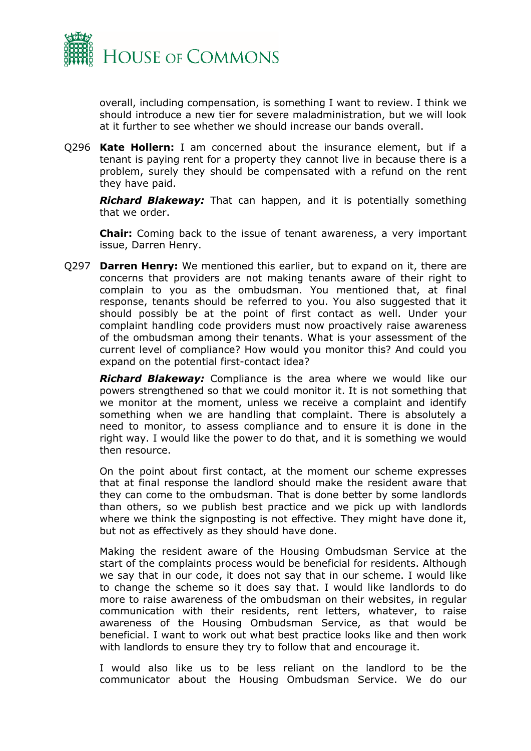overall, including compensation, is something I want to review. I think we should introduce a new tier for severe maladministration, but we will look at it further to see whether we should increase our bands overall.

Q296 **Kate Hollern:** I am concerned about the insurance element, but if a tenant is paying rent for a property they cannot live in because there is a problem, surely they should be compensated with a refund on the rent they have paid.

***Richard Blakeway:*** That can happen, and it is potentially something that we order.

**Chair:** Coming back to the issue of tenant awareness, a very important issue, Darren Henry.

Q297 **Darren Henry:** We mentioned this earlier, but to expand on it, there are concerns that providers are not making tenants aware of their right to complain to you as the ombudsman. You mentioned that, at final response, tenants should be referred to you. You also suggested that it should possibly be at the point of first contact as well. Under your complaint handling code providers must now proactively raise awareness of the ombudsman among their tenants. What is your assessment of the current level of compliance? How would you monitor this? And could you expand on the potential first-contact idea?

***Richard Blakeway:*** Compliance is the area where we would like our powers strengthened so that we could monitor it. It is not something that we monitor at the moment, unless we receive a complaint and identify something when we are handling that complaint. There is absolutely a need to monitor, to assess compliance and to ensure it is done in the right way. I would like the power to do that, and it is something we would then resource.

On the point about first contact, at the moment our scheme expresses that at final response the landlord should make the resident aware that they can come to the ombudsman. That is done better by some landlords than others, so we publish best practice and we pick up with landlords where we think the signposting is not effective. They might have done it, but not as effectively as they should have done.

Making the resident aware of the Housing Ombudsman Service at the start of the complaints process would be beneficial for residents. Although we say that in our code, it does not say that in our scheme. I would like to change the scheme so it does say that. I would like landlords to do more to raise awareness of the ombudsman on their websites, in regular communication with their residents, rent letters, whatever, to raise awareness of the Housing Ombudsman Service, as that would be beneficial. I want to work out what best practice looks like and then work with landlords to ensure they try to follow that and encourage it.

I would also like us to be less reliant on the landlord to be the communicator about the Housing Ombudsman Service. We do our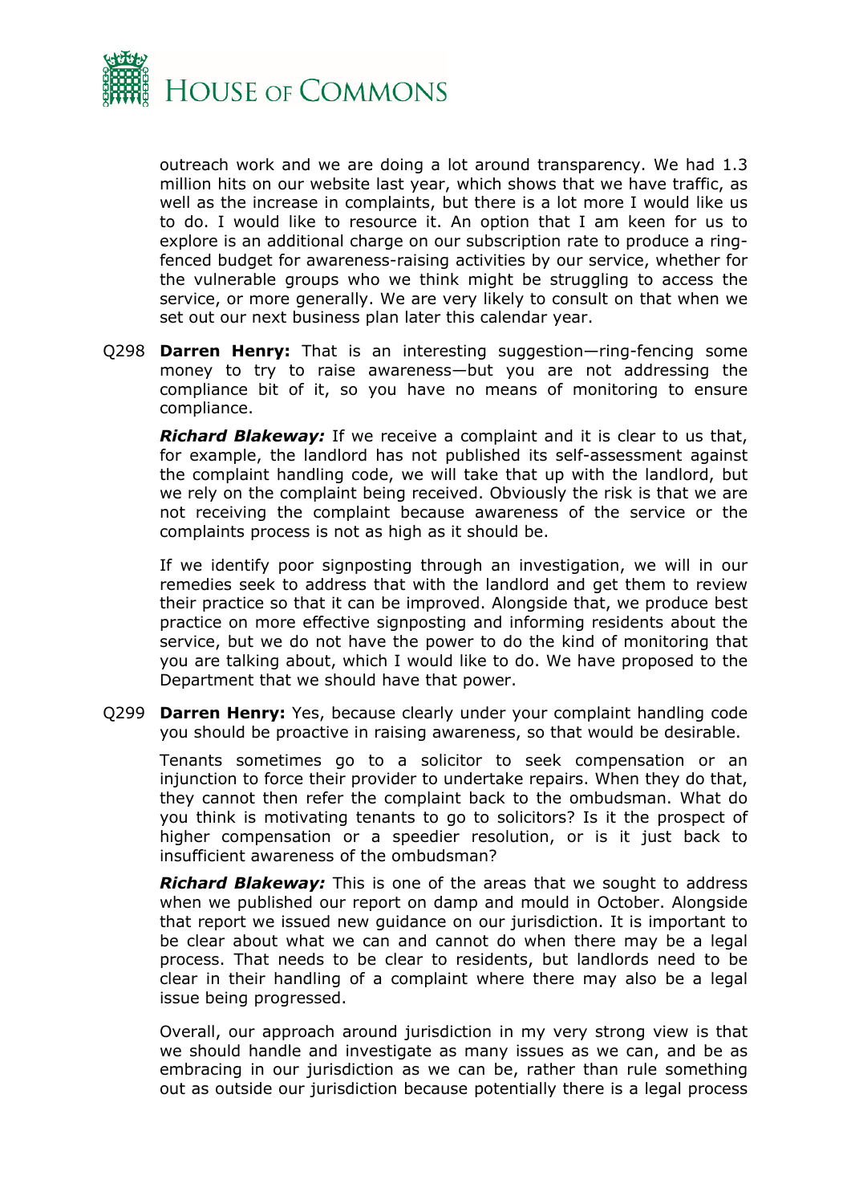outreach work and we are doing a lot around transparency. We had 1.3 million hits on our website last year, which shows that we have traffic, as well as the increase in complaints, but there is a lot more I would like us to do. I would like to resource it. An option that I am keen for us to explore is an additional charge on our subscription rate to produce a ring-fenced budget for awareness-raising activities by our service, whether for the vulnerable groups who we think might be struggling to access the service, or more generally. We are very likely to consult on that when we set out our next business plan later this calendar year.

Q298 **Darren Henry:** That is an interesting suggestion—ring-fencing some money to try to raise awareness—but you are not addressing the compliance bit of it, so you have no means of monitoring to ensure compliance.

***Richard Blakeway:*** If we receive a complaint and it is clear to us that, for example, the landlord has not published its self-assessment against the complaint handling code, we will take that up with the landlord, but we rely on the complaint being received. Obviously the risk is that we are not receiving the complaint because awareness of the service or the complaints process is not as high as it should be.

If we identify poor signposting through an investigation, we will in our remedies seek to address that with the landlord and get them to review their practice so that it can be improved. Alongside that, we produce best practice on more effective signposting and informing residents about the service, but we do not have the power to do the kind of monitoring that you are talking about, which I would like to do. We have proposed to the Department that we should have that power.

Q299 **Darren Henry:** Yes, because clearly under your complaint handling code you should be proactive in raising awareness, so that would be desirable.

Tenants sometimes go to a solicitor to seek compensation or an injunction to force their provider to undertake repairs. When they do that, they cannot then refer the complaint back to the ombudsman. What do you think is motivating tenants to go to solicitors? Is it the prospect of higher compensation or a speedier resolution, or is it just back to insufficient awareness of the ombudsman?

***Richard Blakeway:*** This is one of the areas that we sought to address when we published our report on damp and mould in October. Alongside that report we issued new guidance on our jurisdiction. It is important to be clear about what we can and cannot do when there may be a legal process. That needs to be clear to residents, but landlords need to be clear in their handling of a complaint where there may also be a legal issue being progressed.

Overall, our approach around jurisdiction in my very strong view is that we should handle and investigate as many issues as we can, and be as embracing in our jurisdiction as we can be, rather than rule something out as outside our jurisdiction because potentially there is a legal process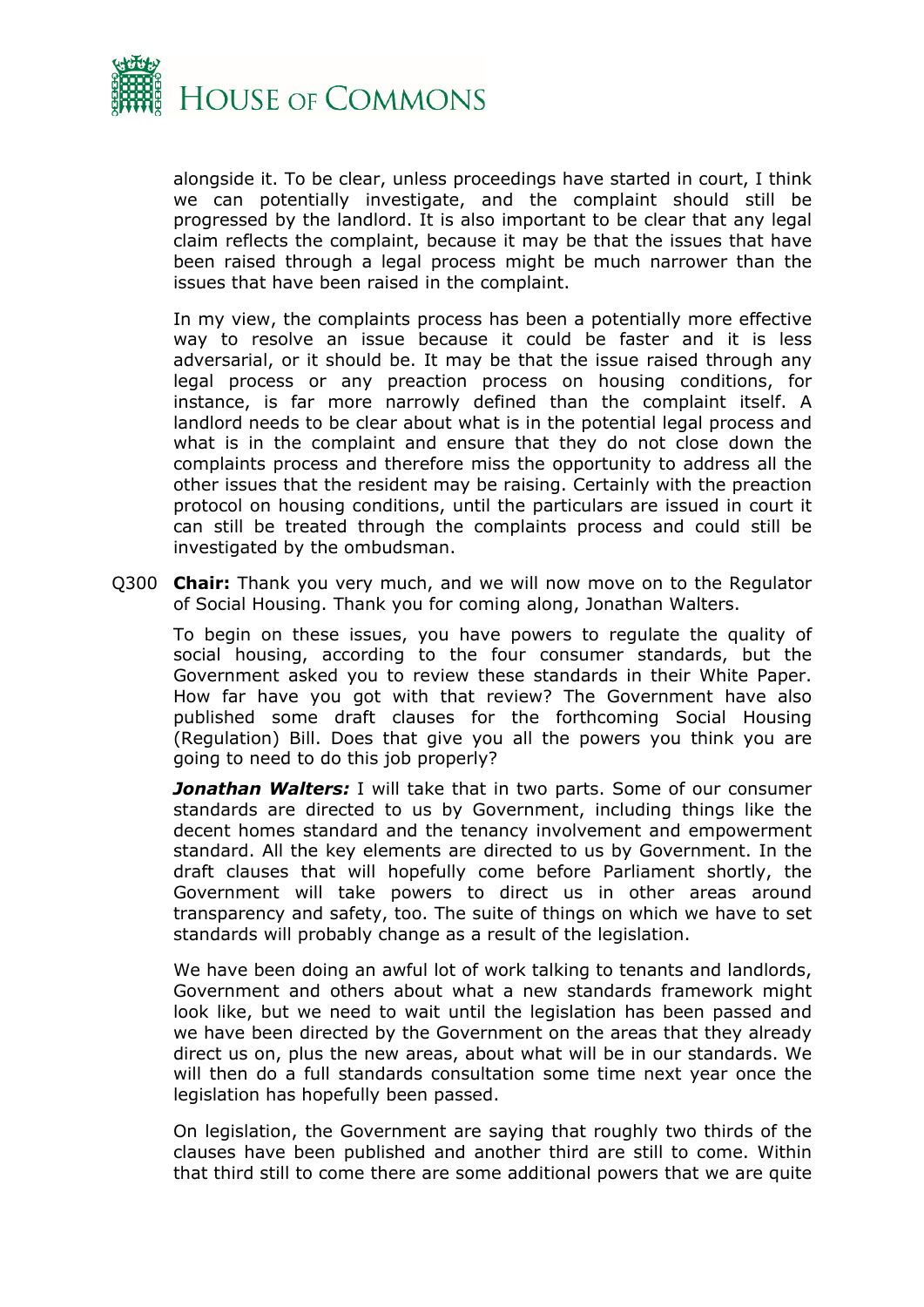alongside it. To be clear, unless proceedings have started in court, I think we can potentially investigate, and the complaint should still be progressed by the landlord. It is also important to be clear that any legal claim reflects the complaint, because it may be that the issues that have been raised through a legal process might be much narrower than the issues that have been raised in the complaint.

In my view, the complaints process has been a potentially more effective way to resolve an issue because it could be faster and it is less adversarial, or it should be. It may be that the issue raised through any legal process or any preaction process on housing conditions, for instance, is far more narrowly defined than the complaint itself. A landlord needs to be clear about what is in the potential legal process and what is in the complaint and ensure that they do not close down the complaints process and therefore miss the opportunity to address all the other issues that the resident may be raising. Certainly with the preaction protocol on housing conditions, until the particulars are issued in court it can still be treated through the complaints process and could still be investigated by the ombudsman.

Q300 **Chair:** Thank you very much, and we will now move on to the Regulator of Social Housing. Thank you for coming along, Jonathan Walters.

To begin on these issues, you have powers to regulate the quality of social housing, according to the four consumer standards, but the Government asked you to review these standards in their White Paper. How far have you got with that review? The Government have also published some draft clauses for the forthcoming Social Housing (Regulation) Bill. Does that give you all the powers you think you are going to need to do this job properly?

***Jonathan Walters:*** I will take that in two parts. Some of our consumer standards are directed to us by Government, including things like the decent homes standard and the tenancy involvement and empowerment standard. All the key elements are directed to us by Government. In the draft clauses that will hopefully come before Parliament shortly, the Government will take powers to direct us in other areas around transparency and safety, too. The suite of things on which we have to set standards will probably change as a result of the legislation.

We have been doing an awful lot of work talking to tenants and landlords, Government and others about what a new standards framework might look like, but we need to wait until the legislation has been passed and we have been directed by the Government on the areas that they already direct us on, plus the new areas, about what will be in our standards. We will then do a full standards consultation some time next year once the legislation has hopefully been passed.

On legislation, the Government are saying that roughly two thirds of the clauses have been published and another third are still to come. Within that third still to come there are some additional powers that we are quite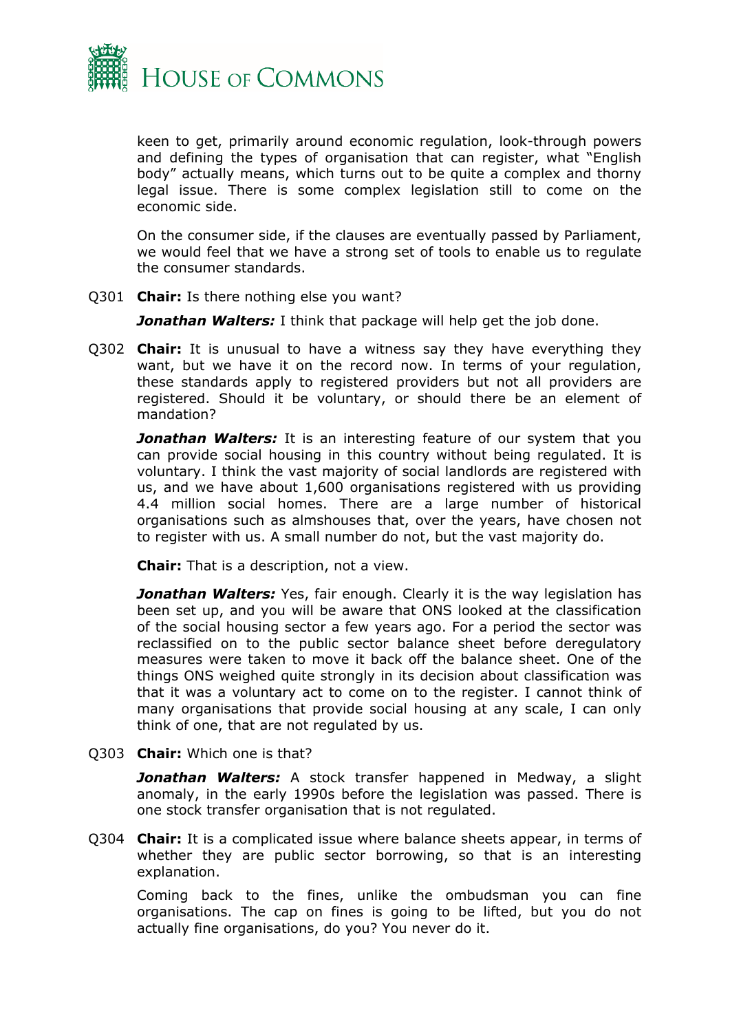keen to get, primarily around economic regulation, look-through powers and defining the types of organisation that can register, what "English body" actually means, which turns out to be quite a complex and thorny legal issue. There is some complex legislation still to come on the economic side.

On the consumer side, if the clauses are eventually passed by Parliament, we would feel that we have a strong set of tools to enable us to regulate the consumer standards.

Q301 **Chair:** Is there nothing else you want?

***Jonathan Walters:*** I think that package will help get the job done.

Q302 **Chair:** It is unusual to have a witness say they have everything they want, but we have it on the record now. In terms of your regulation, these standards apply to registered providers but not all providers are registered. Should it be voluntary, or should there be an element of mandation?

***Jonathan Walters:*** It is an interesting feature of our system that you can provide social housing in this country without being regulated. It is voluntary. I think the vast majority of social landlords are registered with us, and we have about 1,600 organisations registered with us providing 4.4 million social homes. There are a large number of historical organisations such as almshouses that, over the years, have chosen not to register with us. A small number do not, but the vast majority do.

**Chair:** That is a description, not a view.

***Jonathan Walters:*** Yes, fair enough. Clearly it is the way legislation has been set up, and you will be aware that ONS looked at the classification of the social housing sector a few years ago. For a period the sector was reclassified on to the public sector balance sheet before deregulatory measures were taken to move it back off the balance sheet. One of the things ONS weighed quite strongly in its decision about classification was that it was a voluntary act to come on to the register. I cannot think of many organisations that provide social housing at any scale, I can only think of one, that are not regulated by us.

Q303 **Chair:** Which one is that?

***Jonathan Walters:*** A stock transfer happened in Medway, a slight anomaly, in the early 1990s before the legislation was passed. There is one stock transfer organisation that is not regulated.

Q304 **Chair:** It is a complicated issue where balance sheets appear, in terms of whether they are public sector borrowing, so that is an interesting explanation.

Coming back to the fines, unlike the ombudsman you can fine organisations. The cap on fines is going to be lifted, but you do not actually fine organisations, do you? You never do it.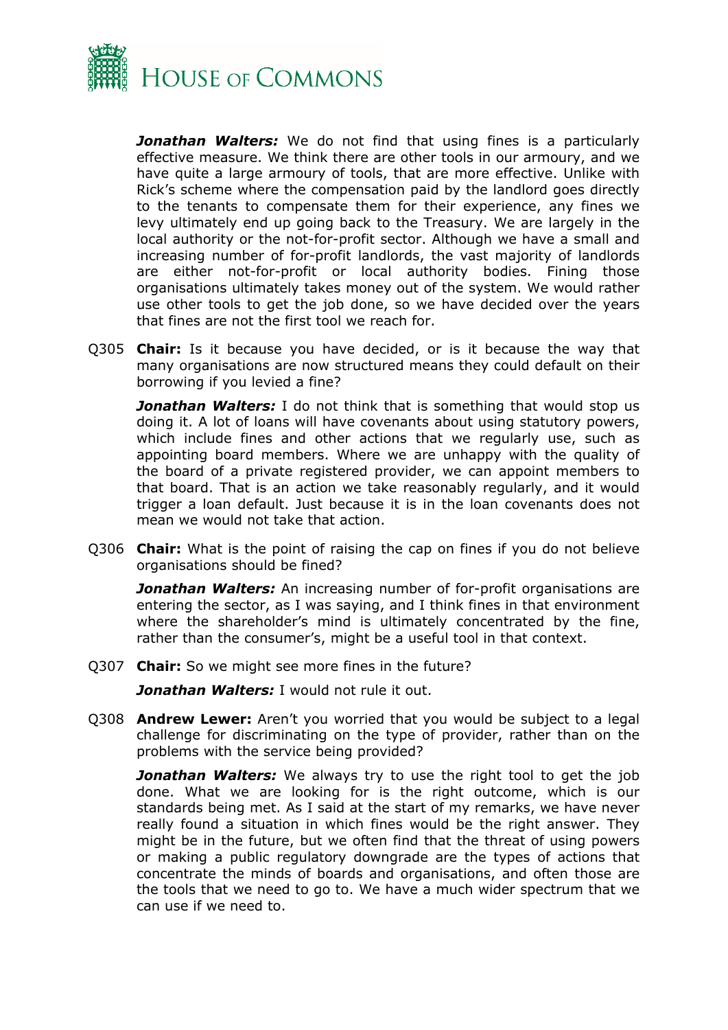***Jonathan Walters:*** We do not find that using fines is a particularly effective measure. We think there are other tools in our armoury, and we have quite a large armoury of tools, that are more effective. Unlike with Rick's scheme where the compensation paid by the landlord goes directly to the tenants to compensate them for their experience, any fines we levy ultimately end up going back to the Treasury. We are largely in the local authority or the not-for-profit sector. Although we have a small and increasing number of for-profit landlords, the vast majority of landlords are either not-for-profit or local authority bodies. Fining those organisations ultimately takes money out of the system. We would rather use other tools to get the job done, so we have decided over the years that fines are not the first tool we reach for.

Q305 **Chair:** Is it because you have decided, or is it because the way that many organisations are now structured means they could default on their borrowing if you levied a fine?

***Jonathan Walters:*** I do not think that is something that would stop us doing it. A lot of loans will have covenants about using statutory powers, which include fines and other actions that we regularly use, such as appointing board members. Where we are unhappy with the quality of the board of a private registered provider, we can appoint members to that board. That is an action we take reasonably regularly, and it would trigger a loan default. Just because it is in the loan covenants does not mean we would not take that action.

Q306 **Chair:** What is the point of raising the cap on fines if you do not believe organisations should be fined?

***Jonathan Walters:*** An increasing number of for-profit organisations are entering the sector, as I was saying, and I think fines in that environment where the shareholder's mind is ultimately concentrated by the fine, rather than the consumer's, might be a useful tool in that context.

Q307 **Chair:** So we might see more fines in the future?

***Jonathan Walters:*** I would not rule it out.

Q308 **Andrew Lewer:** Aren't you worried that you would be subject to a legal challenge for discriminating on the type of provider, rather than on the problems with the service being provided?

***Jonathan Walters:*** We always try to use the right tool to get the job done. What we are looking for is the right outcome, which is our standards being met. As I said at the start of my remarks, we have never really found a situation in which fines would be the right answer. They might be in the future, but we often find that the threat of using powers or making a public regulatory downgrade are the types of actions that concentrate the minds of boards and organisations, and often those are the tools that we need to go to. We have a much wider spectrum that we can use if we need to.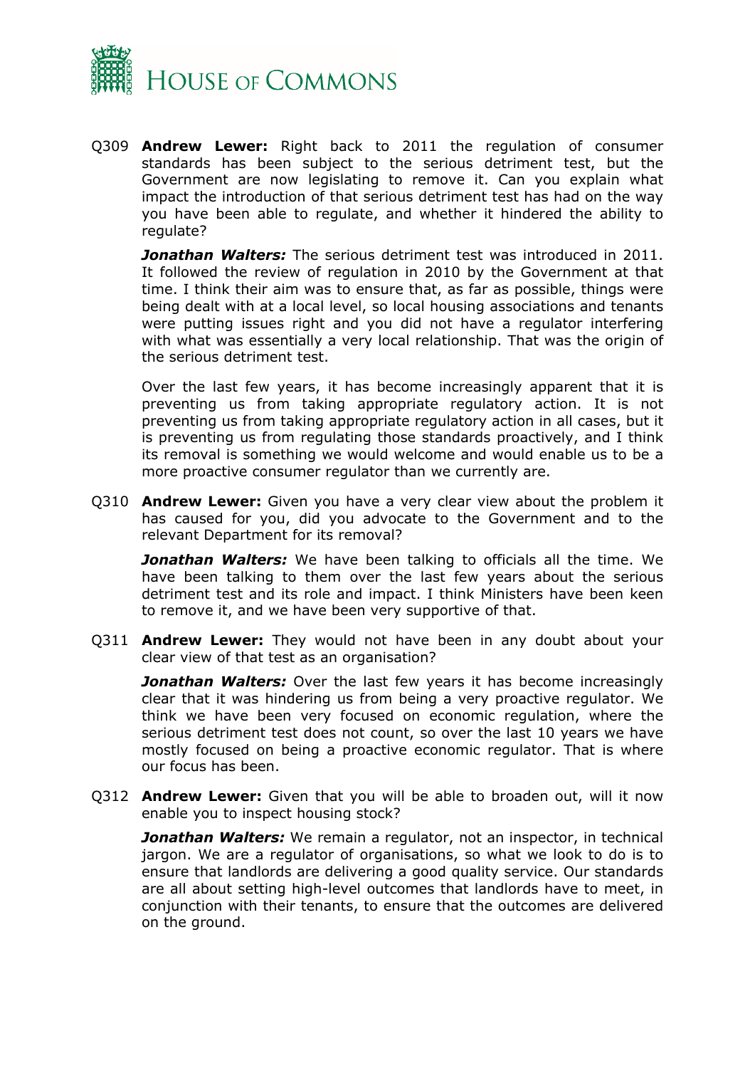Q309 **Andrew Lewer:** Right back to 2011 the regulation of consumer standards has been subject to the serious detriment test, but the Government are now legislating to remove it. Can you explain what impact the introduction of that serious detriment test has had on the way you have been able to regulate, and whether it hindered the ability to regulate?

***Jonathan Walters:*** The serious detriment test was introduced in 2011. It followed the review of regulation in 2010 by the Government at that time. I think their aim was to ensure that, as far as possible, things were being dealt with at a local level, so local housing associations and tenants were putting issues right and you did not have a regulator interfering with what was essentially a very local relationship. That was the origin of the serious detriment test.

Over the last few years, it has become increasingly apparent that it is preventing us from taking appropriate regulatory action. It is not preventing us from taking appropriate regulatory action in all cases, but it is preventing us from regulating those standards proactively, and I think its removal is something we would welcome and would enable us to be a more proactive consumer regulator than we currently are.

Q310 **Andrew Lewer:** Given you have a very clear view about the problem it has caused for you, did you advocate to the Government and to the relevant Department for its removal?

***Jonathan Walters:*** We have been talking to officials all the time. We have been talking to them over the last few years about the serious detriment test and its role and impact. I think Ministers have been keen to remove it, and we have been very supportive of that.

Q311 **Andrew Lewer:** They would not have been in any doubt about your clear view of that test as an organisation?

***Jonathan Walters:*** Over the last few years it has become increasingly clear that it was hindering us from being a very proactive regulator. We think we have been very focused on economic regulation, where the serious detriment test does not count, so over the last 10 years we have mostly focused on being a proactive economic regulator. That is where our focus has been.

Q312 **Andrew Lewer:** Given that you will be able to broaden out, will it now enable you to inspect housing stock?

***Jonathan Walters:*** We remain a regulator, not an inspector, in technical jargon. We are a regulator of organisations, so what we look to do is to ensure that landlords are delivering a good quality service. Our standards are all about setting high-level outcomes that landlords have to meet, in conjunction with their tenants, to ensure that the outcomes are delivered on the ground.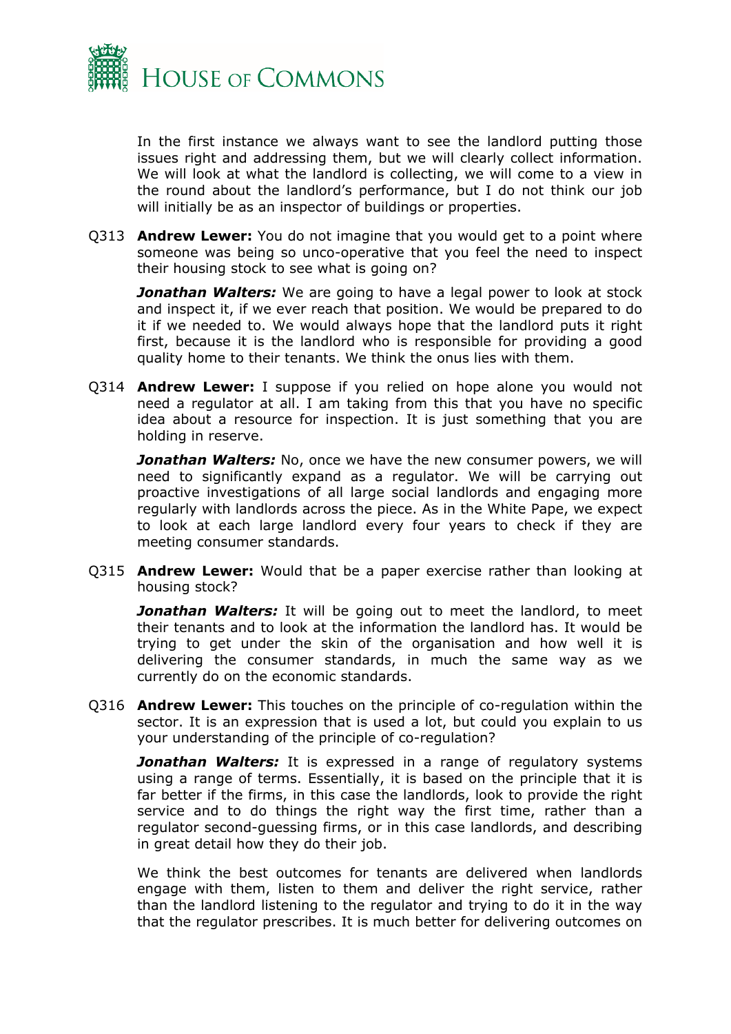In the first instance we always want to see the landlord putting those issues right and addressing them, but we will clearly collect information. We will look at what the landlord is collecting, we will come to a view in the round about the landlord's performance, but I do not think our job will initially be as an inspector of buildings or properties.

Q313 **Andrew Lewer:** You do not imagine that you would get to a point where someone was being so unco-operative that you feel the need to inspect their housing stock to see what is going on?

***Jonathan Walters:*** We are going to have a legal power to look at stock and inspect it, if we ever reach that position. We would be prepared to do it if we needed to. We would always hope that the landlord puts it right first, because it is the landlord who is responsible for providing a good quality home to their tenants. We think the onus lies with them.

Q314 **Andrew Lewer:** I suppose if you relied on hope alone you would not need a regulator at all. I am taking from this that you have no specific idea about a resource for inspection. It is just something that you are holding in reserve.

***Jonathan Walters:*** No, once we have the new consumer powers, we will need to significantly expand as a regulator. We will be carrying out proactive investigations of all large social landlords and engaging more regularly with landlords across the piece. As in the White Pape, we expect to look at each large landlord every four years to check if they are meeting consumer standards.

Q315 **Andrew Lewer:** Would that be a paper exercise rather than looking at housing stock?

***Jonathan Walters:*** It will be going out to meet the landlord, to meet their tenants and to look at the information the landlord has. It would be trying to get under the skin of the organisation and how well it is delivering the consumer standards, in much the same way as we currently do on the economic standards.

Q316 **Andrew Lewer:** This touches on the principle of co-regulation within the sector. It is an expression that is used a lot, but could you explain to us your understanding of the principle of co-regulation?

***Jonathan Walters:*** It is expressed in a range of regulatory systems using a range of terms. Essentially, it is based on the principle that it is far better if the firms, in this case the landlords, look to provide the right service and to do things the right way the first time, rather than a regulator second-guessing firms, or in this case landlords, and describing in great detail how they do their job.

We think the best outcomes for tenants are delivered when landlords engage with them, listen to them and deliver the right service, rather than the landlord listening to the regulator and trying to do it in the way that the regulator prescribes. It is much better for delivering outcomes on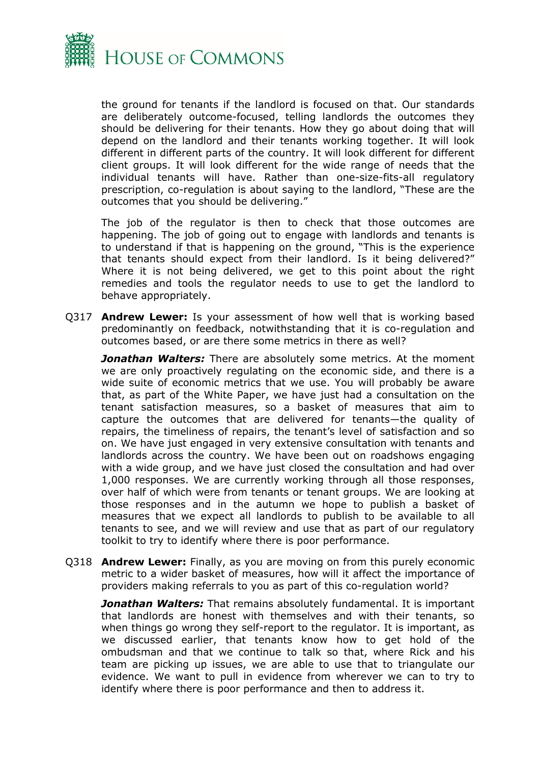the ground for tenants if the landlord is focused on that. Our standards are deliberately outcome-focused, telling landlords the outcomes they should be delivering for their tenants. How they go about doing that will depend on the landlord and their tenants working together. It will look different in different parts of the country. It will look different for different client groups. It will look different for the wide range of needs that the individual tenants will have. Rather than one-size-fits-all regulatory prescription, co-regulation is about saying to the landlord, "These are the outcomes that you should be delivering."

The job of the regulator is then to check that those outcomes are happening. The job of going out to engage with landlords and tenants is to understand if that is happening on the ground, "This is the experience that tenants should expect from their landlord. Is it being delivered?" Where it is not being delivered, we get to this point about the right remedies and tools the regulator needs to use to get the landlord to behave appropriately.

Q317 **Andrew Lewer:** Is your assessment of how well that is working based predominantly on feedback, notwithstanding that it is co-regulation and outcomes based, or are there some metrics in there as well?

***Jonathan Walters:*** There are absolutely some metrics. At the moment we are only proactively regulating on the economic side, and there is a wide suite of economic metrics that we use. You will probably be aware that, as part of the White Paper, we have just had a consultation on the tenant satisfaction measures, so a basket of measures that aim to capture the outcomes that are delivered for tenants—the quality of repairs, the timeliness of repairs, the tenant's level of satisfaction and so on. We have just engaged in very extensive consultation with tenants and landlords across the country. We have been out on roadshows engaging with a wide group, and we have just closed the consultation and had over 1,000 responses. We are currently working through all those responses, over half of which were from tenants or tenant groups. We are looking at those responses and in the autumn we hope to publish a basket of measures that we expect all landlords to publish to be available to all tenants to see, and we will review and use that as part of our regulatory toolkit to try to identify where there is poor performance.

Q318 **Andrew Lewer:** Finally, as you are moving on from this purely economic metric to a wider basket of measures, how will it affect the importance of providers making referrals to you as part of this co-regulation world?

***Jonathan Walters:*** That remains absolutely fundamental. It is important that landlords are honest with themselves and with their tenants, so when things go wrong they self-report to the regulator. It is important, as we discussed earlier, that tenants know how to get hold of the ombudsman and that we continue to talk so that, where Rick and his team are picking up issues, we are able to use that to triangulate our evidence. We want to pull in evidence from wherever we can to try to identify where there is poor performance and then to address it.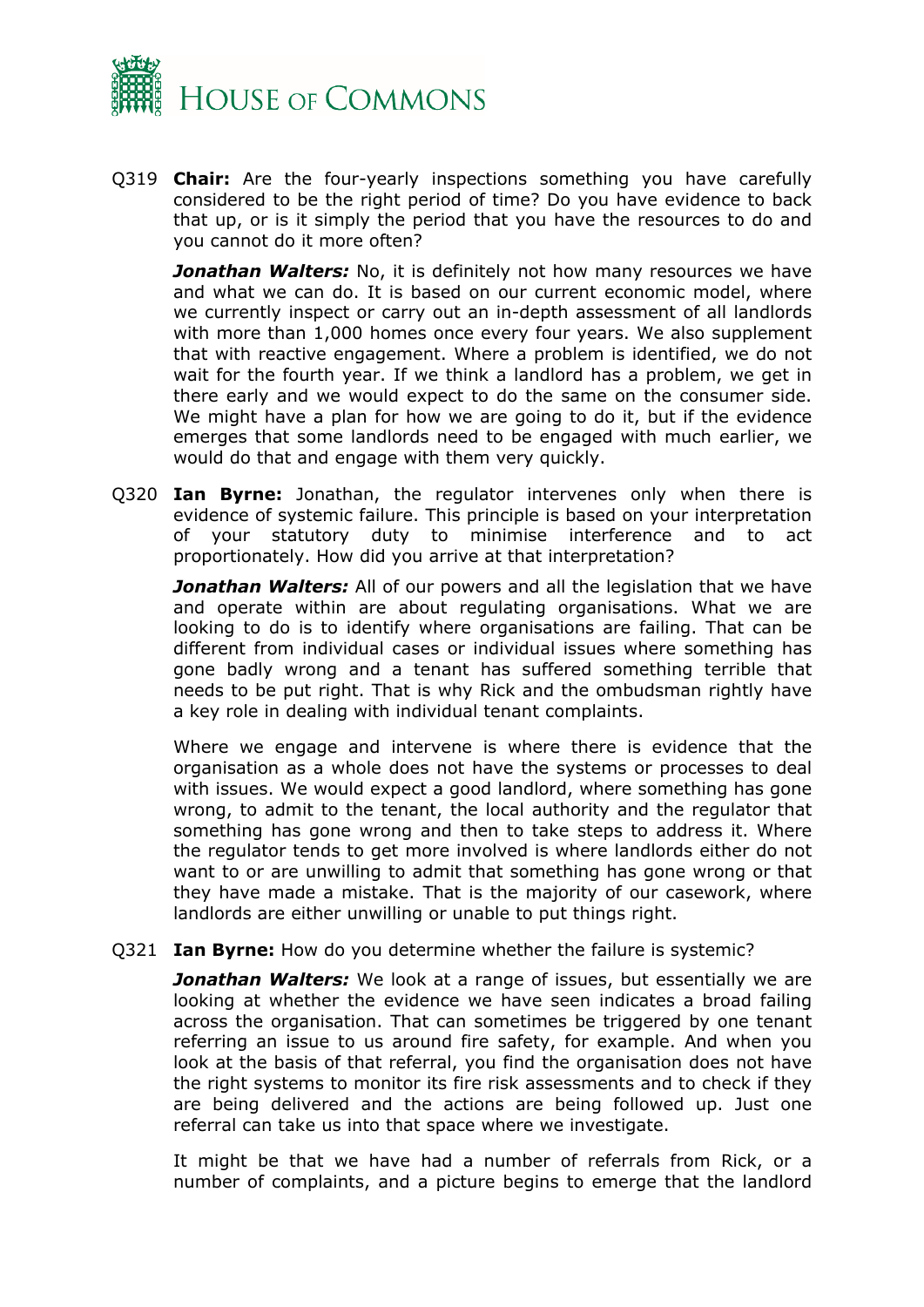Q319 **Chair:** Are the four-yearly inspections something you have carefully considered to be the right period of time? Do you have evidence to back that up, or is it simply the period that you have the resources to do and you cannot do it more often?

***Jonathan Walters:*** No, it is definitely not how many resources we have and what we can do. It is based on our current economic model, where we currently inspect or carry out an in-depth assessment of all landlords with more than 1,000 homes once every four years. We also supplement that with reactive engagement. Where a problem is identified, we do not wait for the fourth year. If we think a landlord has a problem, we get in there early and we would expect to do the same on the consumer side. We might have a plan for how we are going to do it, but if the evidence emerges that some landlords need to be engaged with much earlier, we would do that and engage with them very quickly.

Q320 **Ian Byrne:** Jonathan, the regulator intervenes only when there is evidence of systemic failure. This principle is based on your interpretation of your statutory duty to minimise interference and to act proportionately. How did you arrive at that interpretation?

***Jonathan Walters:*** All of our powers and all the legislation that we have and operate within are about regulating organisations. What we are looking to do is to identify where organisations are failing. That can be different from individual cases or individual issues where something has gone badly wrong and a tenant has suffered something terrible that needs to be put right. That is why Rick and the ombudsman rightly have a key role in dealing with individual tenant complaints.

Where we engage and intervene is where there is evidence that the organisation as a whole does not have the systems or processes to deal with issues. We would expect a good landlord, where something has gone wrong, to admit to the tenant, the local authority and the regulator that something has gone wrong and then to take steps to address it. Where the regulator tends to get more involved is where landlords either do not want to or are unwilling to admit that something has gone wrong or that they have made a mistake. That is the majority of our casework, where landlords are either unwilling or unable to put things right.

Q321 **Ian Byrne:** How do you determine whether the failure is systemic?

***Jonathan Walters:*** We look at a range of issues, but essentially we are looking at whether the evidence we have seen indicates a broad failing across the organisation. That can sometimes be triggered by one tenant referring an issue to us around fire safety, for example. And when you look at the basis of that referral, you find the organisation does not have the right systems to monitor its fire risk assessments and to check if they are being delivered and the actions are being followed up. Just one referral can take us into that space where we investigate.

It might be that we have had a number of referrals from Rick, or a number of complaints, and a picture begins to emerge that the landlord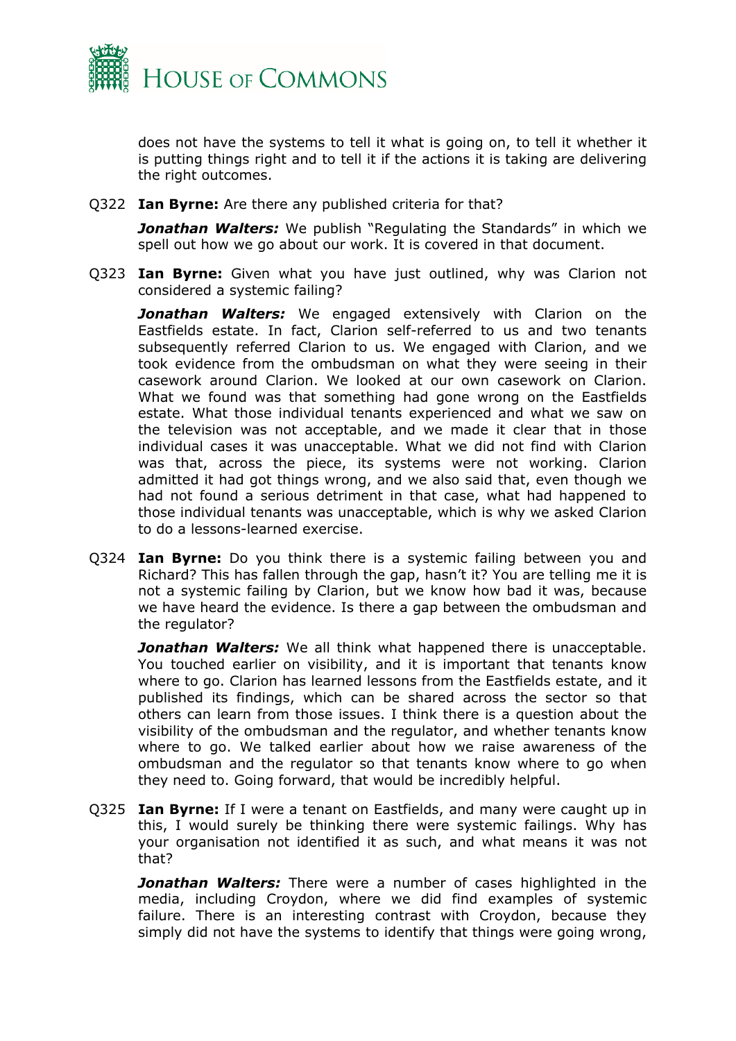does not have the systems to tell it what is going on, to tell it whether it is putting things right and to tell it if the actions it is taking are delivering the right outcomes.

Q322 **Ian Byrne:** Are there any published criteria for that?

***Jonathan Walters:*** We publish "Regulating the Standards" in which we spell out how we go about our work. It is covered in that document.

Q323 **Ian Byrne:** Given what you have just outlined, why was Clarion not considered a systemic failing?

***Jonathan Walters:*** We engaged extensively with Clarion on the Eastfields estate. In fact, Clarion self-referred to us and two tenants subsequently referred Clarion to us. We engaged with Clarion, and we took evidence from the ombudsman on what they were seeing in their casework around Clarion. We looked at our own casework on Clarion. What we found was that something had gone wrong on the Eastfields estate. What those individual tenants experienced and what we saw on the television was not acceptable, and we made it clear that in those individual cases it was unacceptable. What we did not find with Clarion was that, across the piece, its systems were not working. Clarion admitted it had got things wrong, and we also said that, even though we had not found a serious detriment in that case, what had happened to those individual tenants was unacceptable, which is why we asked Clarion to do a lessons-learned exercise.

Q324 **Ian Byrne:** Do you think there is a systemic failing between you and Richard? This has fallen through the gap, hasn't it? You are telling me it is not a systemic failing by Clarion, but we know how bad it was, because we have heard the evidence. Is there a gap between the ombudsman and the regulator?

***Jonathan Walters:*** We all think what happened there is unacceptable. You touched earlier on visibility, and it is important that tenants know where to go. Clarion has learned lessons from the Eastfields estate, and it published its findings, which can be shared across the sector so that others can learn from those issues. I think there is a question about the visibility of the ombudsman and the regulator, and whether tenants know where to go. We talked earlier about how we raise awareness of the ombudsman and the regulator so that tenants know where to go when they need to. Going forward, that would be incredibly helpful.

Q325 **Ian Byrne:** If I were a tenant on Eastfields, and many were caught up in this, I would surely be thinking there were systemic failings. Why has your organisation not identified it as such, and what means it was not that?

***Jonathan Walters:*** There were a number of cases highlighted in the media, including Croydon, where we did find examples of systemic failure. There is an interesting contrast with Croydon, because they simply did not have the systems to identify that things were going wrong,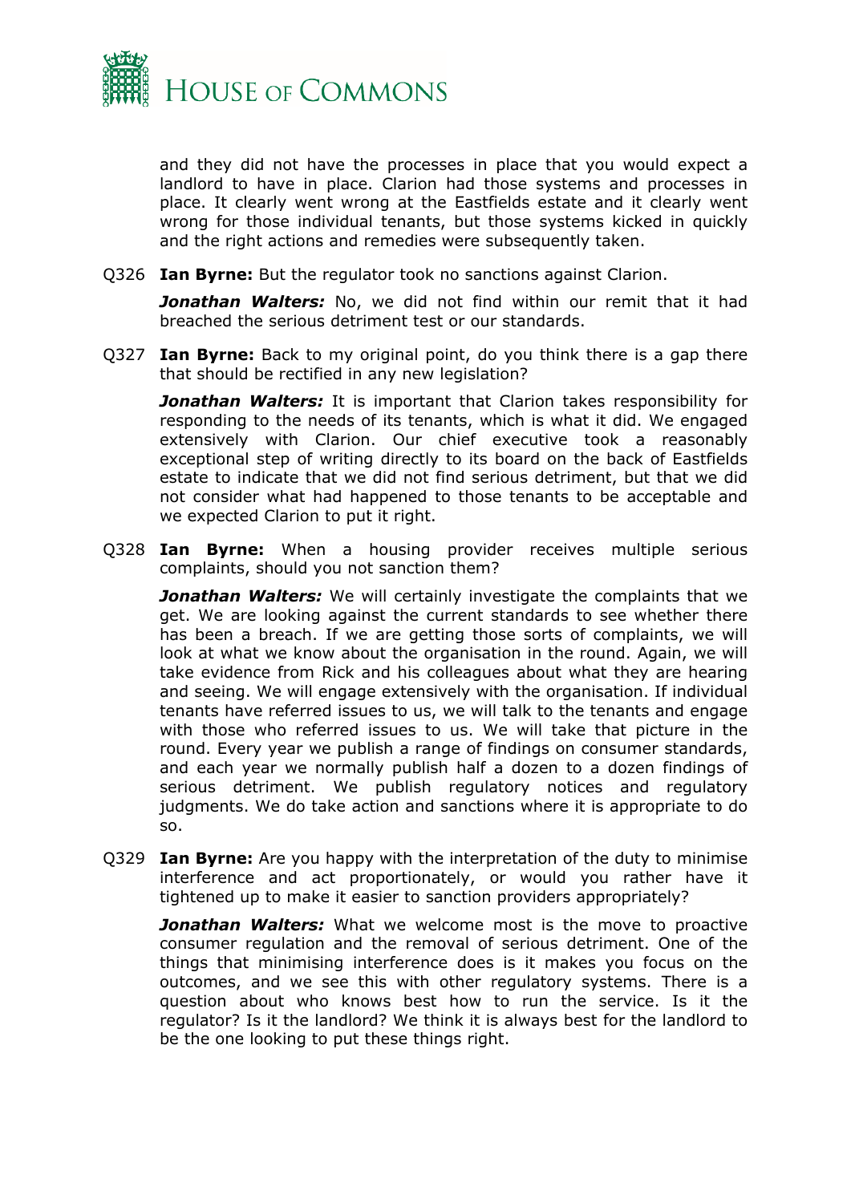and they did not have the processes in place that you would expect a landlord to have in place. Clarion had those systems and processes in place. It clearly went wrong at the Eastfields estate and it clearly went wrong for those individual tenants, but those systems kicked in quickly and the right actions and remedies were subsequently taken.

Q326 **Ian Byrne:** But the regulator took no sanctions against Clarion.

***Jonathan Walters:*** No, we did not find within our remit that it had breached the serious detriment test or our standards.

Q327 **Ian Byrne:** Back to my original point, do you think there is a gap there that should be rectified in any new legislation?

***Jonathan Walters:*** It is important that Clarion takes responsibility for responding to the needs of its tenants, which is what it did. We engaged extensively with Clarion. Our chief executive took a reasonably exceptional step of writing directly to its board on the back of Eastfields estate to indicate that we did not find serious detriment, but that we did not consider what had happened to those tenants to be acceptable and we expected Clarion to put it right.

Q328 **Ian Byrne:** When a housing provider receives multiple serious complaints, should you not sanction them?

***Jonathan Walters:*** We will certainly investigate the complaints that we get. We are looking against the current standards to see whether there has been a breach. If we are getting those sorts of complaints, we will look at what we know about the organisation in the round. Again, we will take evidence from Rick and his colleagues about what they are hearing and seeing. We will engage extensively with the organisation. If individual tenants have referred issues to us, we will talk to the tenants and engage with those who referred issues to us. We will take that picture in the round. Every year we publish a range of findings on consumer standards, and each year we normally publish half a dozen to a dozen findings of serious detriment. We publish regulatory notices and regulatory judgments. We do take action and sanctions where it is appropriate to do so.

Q329 **Ian Byrne:** Are you happy with the interpretation of the duty to minimise interference and act proportionately, or would you rather have it tightened up to make it easier to sanction providers appropriately?

***Jonathan Walters:*** What we welcome most is the move to proactive consumer regulation and the removal of serious detriment. One of the things that minimising interference does is it makes you focus on the outcomes, and we see this with other regulatory systems. There is a question about who knows best how to run the service. Is it the regulator? Is it the landlord? We think it is always best for the landlord to be the one looking to put these things right.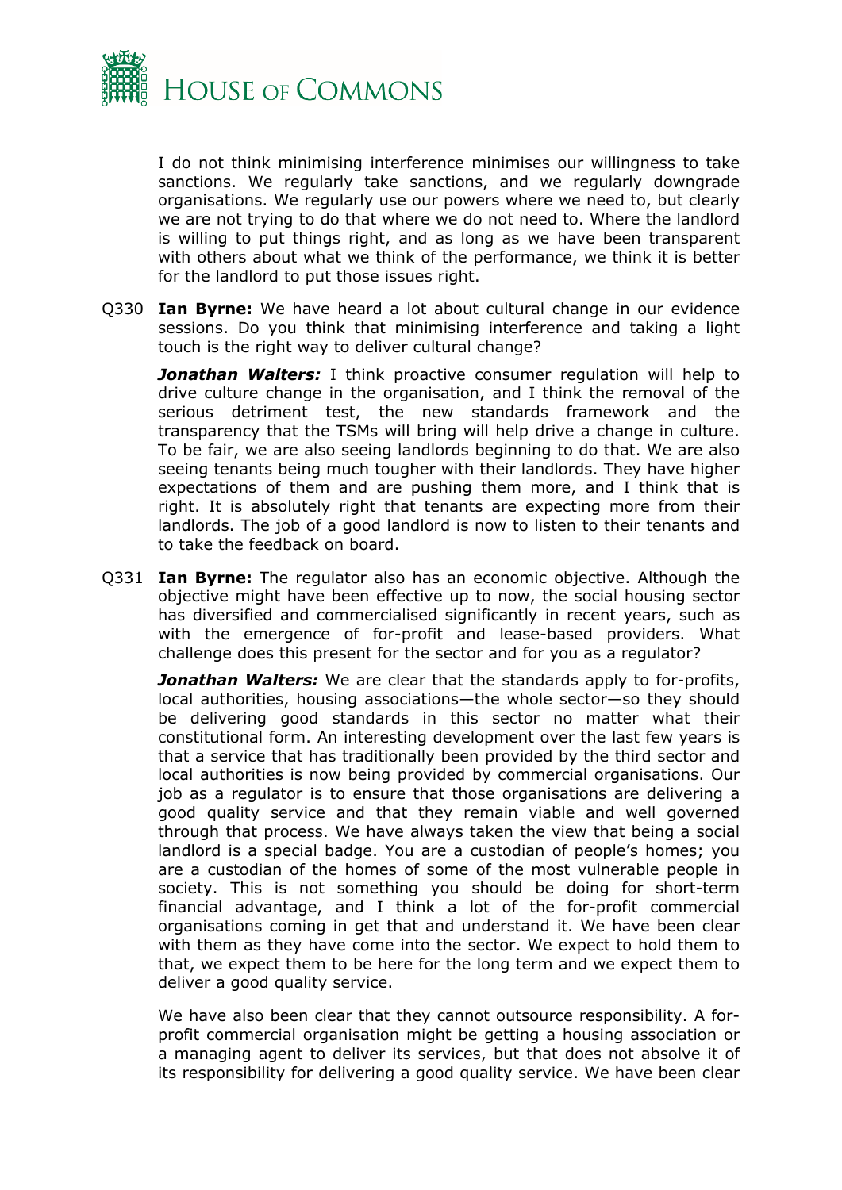I do not think minimising interference minimises our willingness to take sanctions. We regularly take sanctions, and we regularly downgrade organisations. We regularly use our powers where we need to, but clearly we are not trying to do that where we do not need to. Where the landlord is willing to put things right, and as long as we have been transparent with others about what we think of the performance, we think it is better for the landlord to put those issues right.

Q330 **Ian Byrne:** We have heard a lot about cultural change in our evidence sessions. Do you think that minimising interference and taking a light touch is the right way to deliver cultural change?

***Jonathan Walters:*** I think proactive consumer regulation will help to drive culture change in the organisation, and I think the removal of the serious detriment test, the new standards framework and the transparency that the TSMs will bring will help drive a change in culture. To be fair, we are also seeing landlords beginning to do that. We are also seeing tenants being much tougher with their landlords. They have higher expectations of them and are pushing them more, and I think that is right. It is absolutely right that tenants are expecting more from their landlords. The job of a good landlord is now to listen to their tenants and to take the feedback on board.

Q331 **Ian Byrne:** The regulator also has an economic objective. Although the objective might have been effective up to now, the social housing sector has diversified and commercialised significantly in recent years, such as with the emergence of for-profit and lease-based providers. What challenge does this present for the sector and for you as a regulator?

***Jonathan Walters:*** We are clear that the standards apply to for-profits, local authorities, housing associations—the whole sector—so they should be delivering good standards in this sector no matter what their constitutional form. An interesting development over the last few years is that a service that has traditionally been provided by the third sector and local authorities is now being provided by commercial organisations. Our job as a regulator is to ensure that those organisations are delivering a good quality service and that they remain viable and well governed through that process. We have always taken the view that being a social landlord is a special badge. You are a custodian of people's homes; you are a custodian of the homes of some of the most vulnerable people in society. This is not something you should be doing for short-term financial advantage, and I think a lot of the for-profit commercial organisations coming in get that and understand it. We have been clear with them as they have come into the sector. We expect to hold them to that, we expect them to be here for the long term and we expect them to deliver a good quality service.

We have also been clear that they cannot outsource responsibility. A for-profit commercial organisation might be getting a housing association or a managing agent to deliver its services, but that does not absolve it of its responsibility for delivering a good quality service. We have been clear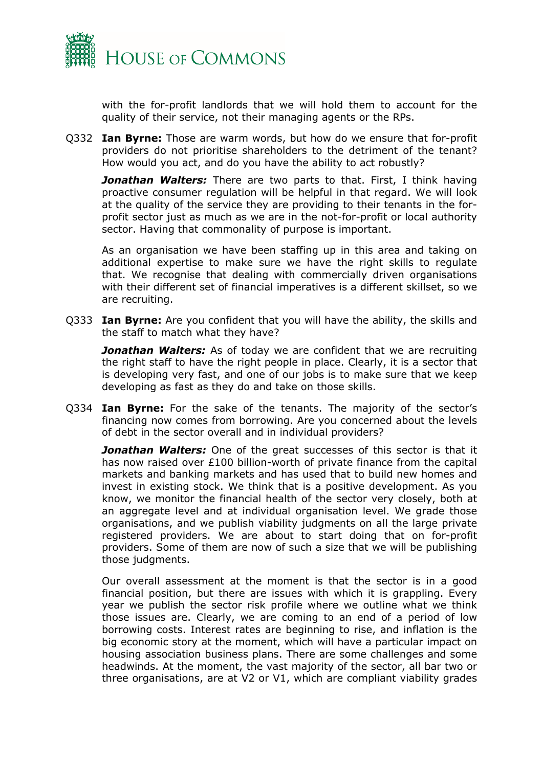with the for-profit landlords that we will hold them to account for the quality of their service, not their managing agents or the RPs.

Q332 **Ian Byrne:** Those are warm words, but how do we ensure that for-profit providers do not prioritise shareholders to the detriment of the tenant? How would you act, and do you have the ability to act robustly?

***Jonathan Walters:*** There are two parts to that. First, I think having proactive consumer regulation will be helpful in that regard. We will look at the quality of the service they are providing to their tenants in the for-profit sector just as much as we are in the not-for-profit or local authority sector. Having that commonality of purpose is important.

As an organisation we have been staffing up in this area and taking on additional expertise to make sure we have the right skills to regulate that. We recognise that dealing with commercially driven organisations with their different set of financial imperatives is a different skillset, so we are recruiting.

Q333 **Ian Byrne:** Are you confident that you will have the ability, the skills and the staff to match what they have?

***Jonathan Walters:*** As of today we are confident that we are recruiting the right staff to have the right people in place. Clearly, it is a sector that is developing very fast, and one of our jobs is to make sure that we keep developing as fast as they do and take on those skills.

Q334 **Ian Byrne:** For the sake of the tenants. The majority of the sector's financing now comes from borrowing. Are you concerned about the levels of debt in the sector overall and in individual providers?

***Jonathan Walters:*** One of the great successes of this sector is that it has now raised over £100 billion-worth of private finance from the capital markets and banking markets and has used that to build new homes and invest in existing stock. We think that is a positive development. As you know, we monitor the financial health of the sector very closely, both at an aggregate level and at individual organisation level. We grade those organisations, and we publish viability judgments on all the large private registered providers. We are about to start doing that on for-profit providers. Some of them are now of such a size that we will be publishing those judgments.

Our overall assessment at the moment is that the sector is in a good financial position, but there are issues with which it is grappling. Every year we publish the sector risk profile where we outline what we think those issues are. Clearly, we are coming to an end of a period of low borrowing costs. Interest rates are beginning to rise, and inflation is the big economic story at the moment, which will have a particular impact on housing association business plans. There are some challenges and some headwinds. At the moment, the vast majority of the sector, all bar two or three organisations, are at V2 or V1, which are compliant viability grades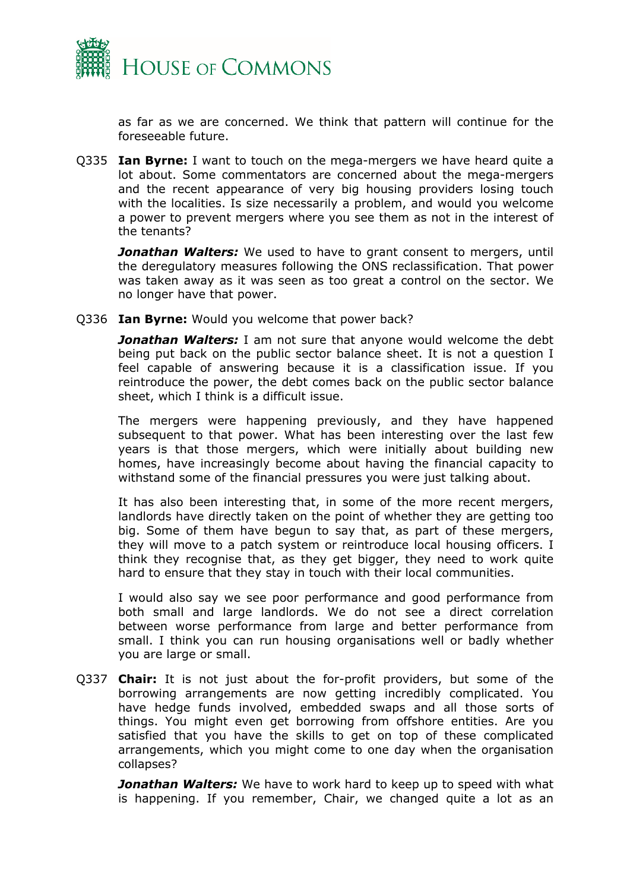as far as we are concerned. We think that pattern will continue for the foreseeable future.

Q335 **Ian Byrne:** I want to touch on the mega-mergers we have heard quite a lot about. Some commentators are concerned about the mega-mergers and the recent appearance of very big housing providers losing touch with the localities. Is size necessarily a problem, and would you welcome a power to prevent mergers where you see them as not in the interest of the tenants?

***Jonathan Walters:*** We used to have to grant consent to mergers, until the deregulatory measures following the ONS reclassification. That power was taken away as it was seen as too great a control on the sector. We no longer have that power.

Q336 **Ian Byrne:** Would you welcome that power back?

***Jonathan Walters:*** I am not sure that anyone would welcome the debt being put back on the public sector balance sheet. It is not a question I feel capable of answering because it is a classification issue. If you reintroduce the power, the debt comes back on the public sector balance sheet, which I think is a difficult issue.

The mergers were happening previously, and they have happened subsequent to that power. What has been interesting over the last few years is that those mergers, which were initially about building new homes, have increasingly become about having the financial capacity to withstand some of the financial pressures you were just talking about.

It has also been interesting that, in some of the more recent mergers, landlords have directly taken on the point of whether they are getting too big. Some of them have begun to say that, as part of these mergers, they will move to a patch system or reintroduce local housing officers. I think they recognise that, as they get bigger, they need to work quite hard to ensure that they stay in touch with their local communities.

I would also say we see poor performance and good performance from both small and large landlords. We do not see a direct correlation between worse performance from large and better performance from small. I think you can run housing organisations well or badly whether you are large or small.

Q337 **Chair:** It is not just about the for-profit providers, but some of the borrowing arrangements are now getting incredibly complicated. You have hedge funds involved, embedded swaps and all those sorts of things. You might even get borrowing from offshore entities. Are you satisfied that you have the skills to get on top of these complicated arrangements, which you might come to one day when the organisation collapses?

***Jonathan Walters:*** We have to work hard to keep up to speed with what is happening. If you remember, Chair, we changed quite a lot as an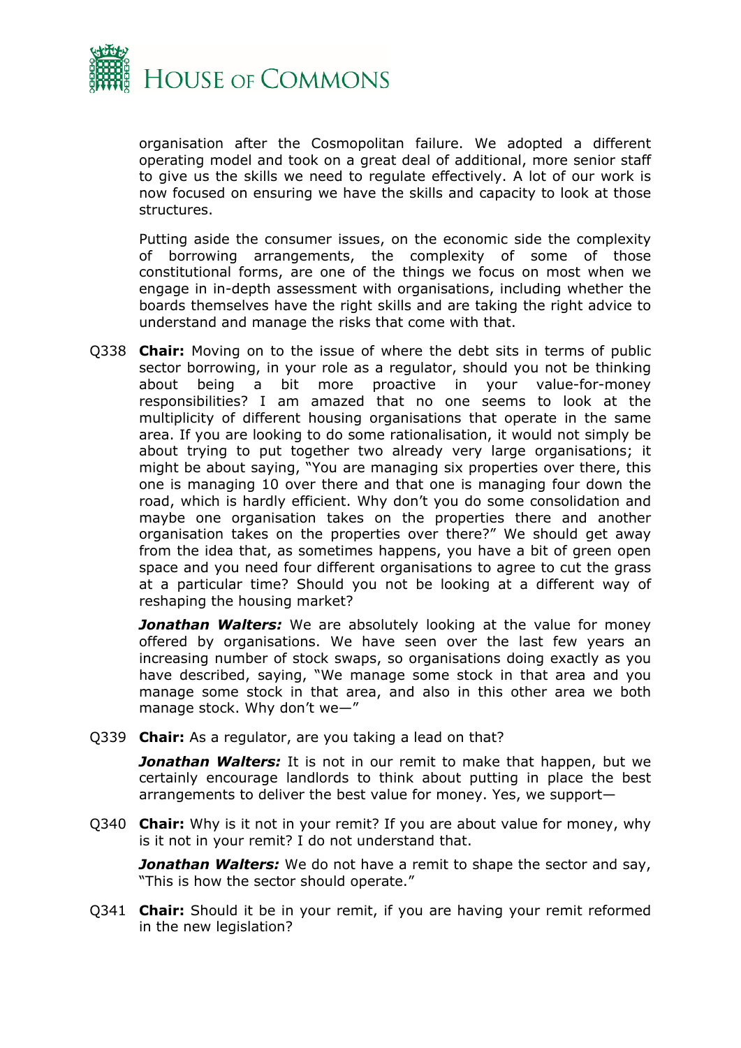organisation after the Cosmopolitan failure. We adopted a different operating model and took on a great deal of additional, more senior staff to give us the skills we need to regulate effectively. A lot of our work is now focused on ensuring we have the skills and capacity to look at those structures.

Putting aside the consumer issues, on the economic side the complexity of borrowing arrangements, the complexity of some of those constitutional forms, are one of the things we focus on most when we engage in in-depth assessment with organisations, including whether the boards themselves have the right skills and are taking the right advice to understand and manage the risks that come with that.

Q338 **Chair:** Moving on to the issue of where the debt sits in terms of public sector borrowing, in your role as a regulator, should you not be thinking about being a bit more proactive in your value-for-money responsibilities? I am amazed that no one seems to look at the multiplicity of different housing organisations that operate in the same area. If you are looking to do some rationalisation, it would not simply be about trying to put together two already very large organisations; it might be about saying, "You are managing six properties over there, this one is managing 10 over there and that one is managing four down the road, which is hardly efficient. Why don't you do some consolidation and maybe one organisation takes on the properties there and another organisation takes on the properties over there?" We should get away from the idea that, as sometimes happens, you have a bit of green open space and you need four different organisations to agree to cut the grass at a particular time? Should you not be looking at a different way of reshaping the housing market?

***Jonathan Walters:*** We are absolutely looking at the value for money offered by organisations. We have seen over the last few years an increasing number of stock swaps, so organisations doing exactly as you have described, saying, "We manage some stock in that area and you manage some stock in that area, and also in this other area we both manage stock. Why don't we—"

Q339 **Chair:** As a regulator, are you taking a lead on that?

***Jonathan Walters:*** It is not in our remit to make that happen, but we certainly encourage landlords to think about putting in place the best arrangements to deliver the best value for money. Yes, we support—

Q340 **Chair:** Why is it not in your remit? If you are about value for money, why is it not in your remit? I do not understand that.

***Jonathan Walters:*** We do not have a remit to shape the sector and say, "This is how the sector should operate."

Q341 **Chair:** Should it be in your remit, if you are having your remit reformed in the new legislation?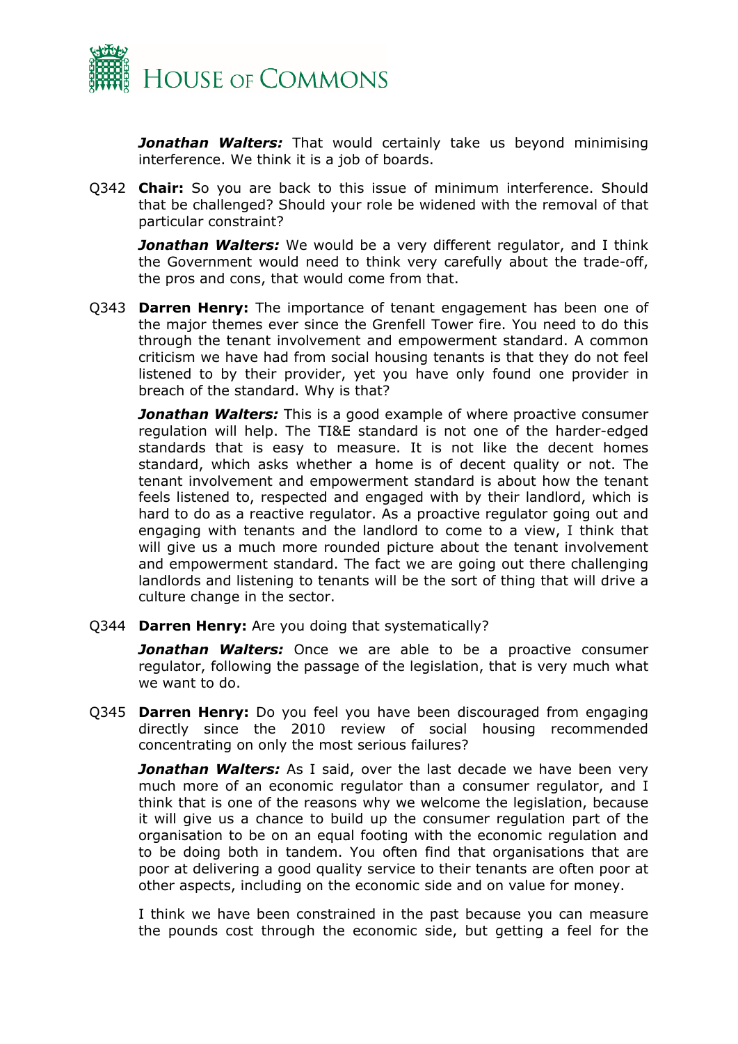***Jonathan Walters:*** That would certainly take us beyond minimising interference. We think it is a job of boards.

Q342 **Chair:** So you are back to this issue of minimum interference. Should that be challenged? Should your role be widened with the removal of that particular constraint?

***Jonathan Walters:*** We would be a very different regulator, and I think the Government would need to think very carefully about the trade-off, the pros and cons, that would come from that.

Q343 **Darren Henry:** The importance of tenant engagement has been one of the major themes ever since the Grenfell Tower fire. You need to do this through the tenant involvement and empowerment standard. A common criticism we have had from social housing tenants is that they do not feel listened to by their provider, yet you have only found one provider in breach of the standard. Why is that?

***Jonathan Walters:*** This is a good example of where proactive consumer regulation will help. The TI&E standard is not one of the harder-edged standards that is easy to measure. It is not like the decent homes standard, which asks whether a home is of decent quality or not. The tenant involvement and empowerment standard is about how the tenant feels listened to, respected and engaged with by their landlord, which is hard to do as a reactive regulator. As a proactive regulator going out and engaging with tenants and the landlord to come to a view, I think that will give us a much more rounded picture about the tenant involvement and empowerment standard. The fact we are going out there challenging landlords and listening to tenants will be the sort of thing that will drive a culture change in the sector.

Q344 **Darren Henry:** Are you doing that systematically?

***Jonathan Walters:*** Once we are able to be a proactive consumer regulator, following the passage of the legislation, that is very much what we want to do.

Q345 **Darren Henry:** Do you feel you have been discouraged from engaging directly since the 2010 review of social housing recommended concentrating on only the most serious failures?

***Jonathan Walters:*** As I said, over the last decade we have been very much more of an economic regulator than a consumer regulator, and I think that is one of the reasons why we welcome the legislation, because it will give us a chance to build up the consumer regulation part of the organisation to be on an equal footing with the economic regulation and to be doing both in tandem. You often find that organisations that are poor at delivering a good quality service to their tenants are often poor at other aspects, including on the economic side and on value for money.

I think we have been constrained in the past because you can measure the pounds cost through the economic side, but getting a feel for the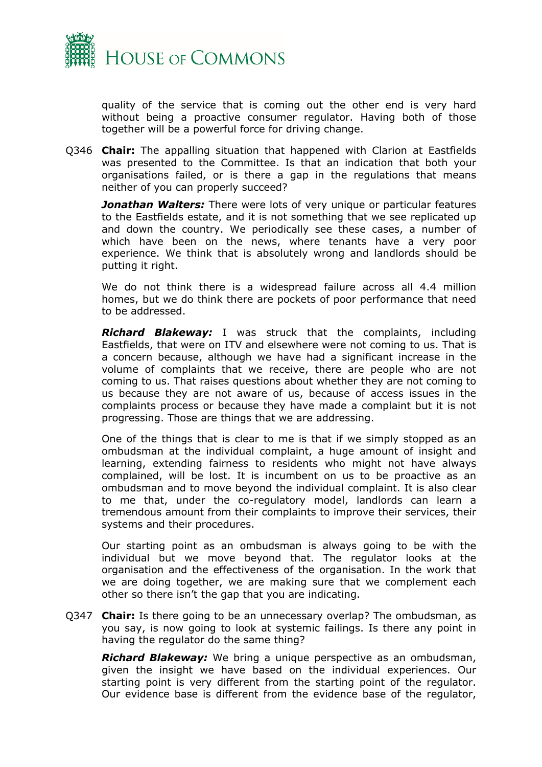quality of the service that is coming out the other end is very hard without being a proactive consumer regulator. Having both of those together will be a powerful force for driving change.

Q346 **Chair:** The appalling situation that happened with Clarion at Eastfields was presented to the Committee. Is that an indication that both your organisations failed, or is there a gap in the regulations that means neither of you can properly succeed?

***Jonathan Walters:*** There were lots of very unique or particular features to the Eastfields estate, and it is not something that we see replicated up and down the country. We periodically see these cases, a number of which have been on the news, where tenants have a very poor experience. We think that is absolutely wrong and landlords should be putting it right.

We do not think there is a widespread failure across all 4.4 million homes, but we do think there are pockets of poor performance that need to be addressed.

***Richard Blakeway:*** I was struck that the complaints, including Eastfields, that were on ITV and elsewhere were not coming to us. That is a concern because, although we have had a significant increase in the volume of complaints that we receive, there are people who are not coming to us. That raises questions about whether they are not coming to us because they are not aware of us, because of access issues in the complaints process or because they have made a complaint but it is not progressing. Those are things that we are addressing.

One of the things that is clear to me is that if we simply stopped as an ombudsman at the individual complaint, a huge amount of insight and learning, extending fairness to residents who might not have always complained, will be lost. It is incumbent on us to be proactive as an ombudsman and to move beyond the individual complaint. It is also clear to me that, under the co-regulatory model, landlords can learn a tremendous amount from their complaints to improve their services, their systems and their procedures.

Our starting point as an ombudsman is always going to be with the individual but we move beyond that. The regulator looks at the organisation and the effectiveness of the organisation. In the work that we are doing together, we are making sure that we complement each other so there isn't the gap that you are indicating.

Q347 **Chair:** Is there going to be an unnecessary overlap? The ombudsman, as you say, is now going to look at systemic failings. Is there any point in having the regulator do the same thing?

***Richard Blakeway:*** We bring a unique perspective as an ombudsman, given the insight we have based on the individual experiences. Our starting point is very different from the starting point of the regulator. Our evidence base is different from the evidence base of the regulator,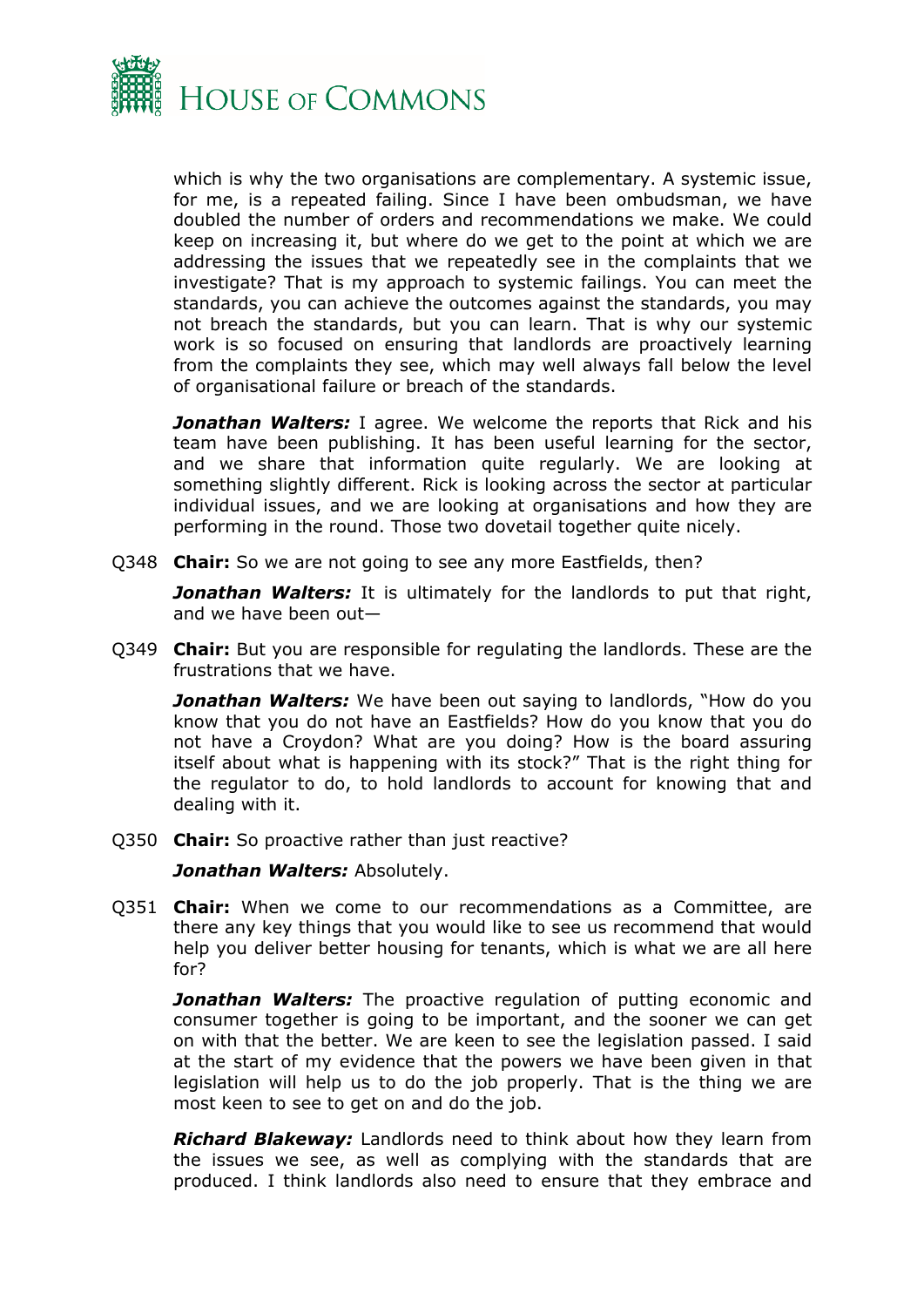which is why the two organisations are complementary. A systemic issue, for me, is a repeated failing. Since I have been ombudsman, we have doubled the number of orders and recommendations we make. We could keep on increasing it, but where do we get to the point at which we are addressing the issues that we repeatedly see in the complaints that we investigate? That is my approach to systemic failings. You can meet the standards, you can achieve the outcomes against the standards, you may not breach the standards, but you can learn. That is why our systemic work is so focused on ensuring that landlords are proactively learning from the complaints they see, which may well always fall below the level of organisational failure or breach of the standards.

***Jonathan Walters:*** I agree. We welcome the reports that Rick and his team have been publishing. It has been useful learning for the sector, and we share that information quite regularly. We are looking at something slightly different. Rick is looking across the sector at particular individual issues, and we are looking at organisations and how they are performing in the round. Those two dovetail together quite nicely.

Q348 **Chair:** So we are not going to see any more Eastfields, then?

***Jonathan Walters:*** It is ultimately for the landlords to put that right, and we have been out—

Q349 **Chair:** But you are responsible for regulating the landlords. These are the frustrations that we have.

***Jonathan Walters:*** We have been out saying to landlords, "How do you know that you do not have an Eastfields? How do you know that you do not have a Croydon? What are you doing? How is the board assuring itself about what is happening with its stock?" That is the right thing for the regulator to do, to hold landlords to account for knowing that and dealing with it.

Q350 **Chair:** So proactive rather than just reactive?

***Jonathan Walters:*** Absolutely.

Q351 **Chair:** When we come to our recommendations as a Committee, are there any key things that you would like to see us recommend that would help you deliver better housing for tenants, which is what we are all here for?

***Jonathan Walters:*** The proactive regulation of putting economic and consumer together is going to be important, and the sooner we can get on with that the better. We are keen to see the legislation passed. I said at the start of my evidence that the powers we have been given in that legislation will help us to do the job properly. That is the thing we are most keen to see to get on and do the job.

***Richard Blakeway:*** Landlords need to think about how they learn from the issues we see, as well as complying with the standards that are produced. I think landlords also need to ensure that they embrace and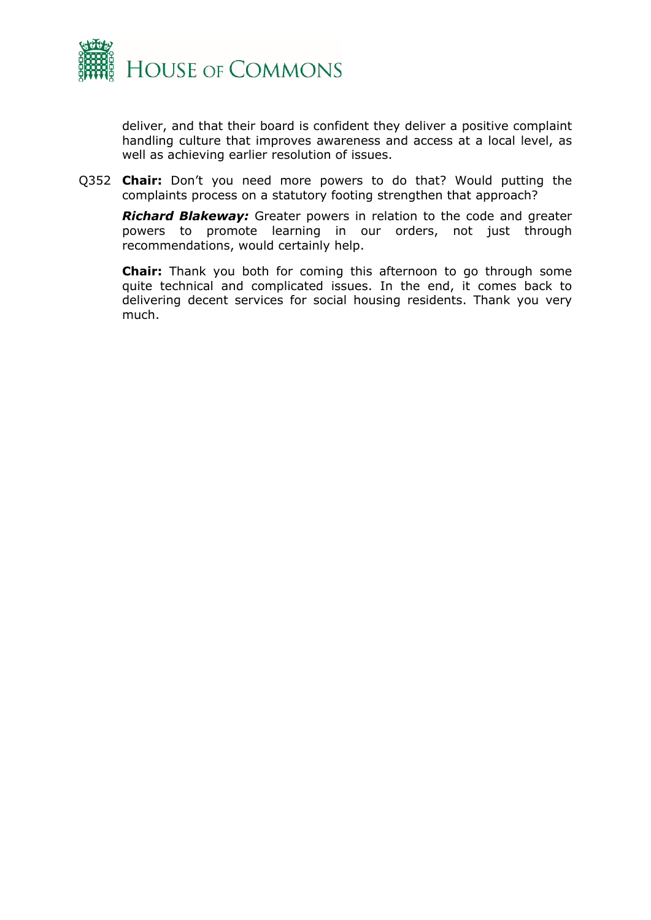deliver, and that their board is confident they deliver a positive complaint handling culture that improves awareness and access at a local level, as well as achieving earlier resolution of issues.

Q352 **Chair:** Don't you need more powers to do that? Would putting the complaints process on a statutory footing strengthen that approach?

***Richard Blakeway:*** Greater powers in relation to the code and greater powers to promote learning in our orders, not just through recommendations, would certainly help.

**Chair:** Thank you both for coming this afternoon to go through some quite technical and complicated issues. In the end, it comes back to delivering decent services for social housing residents. Thank you very much.